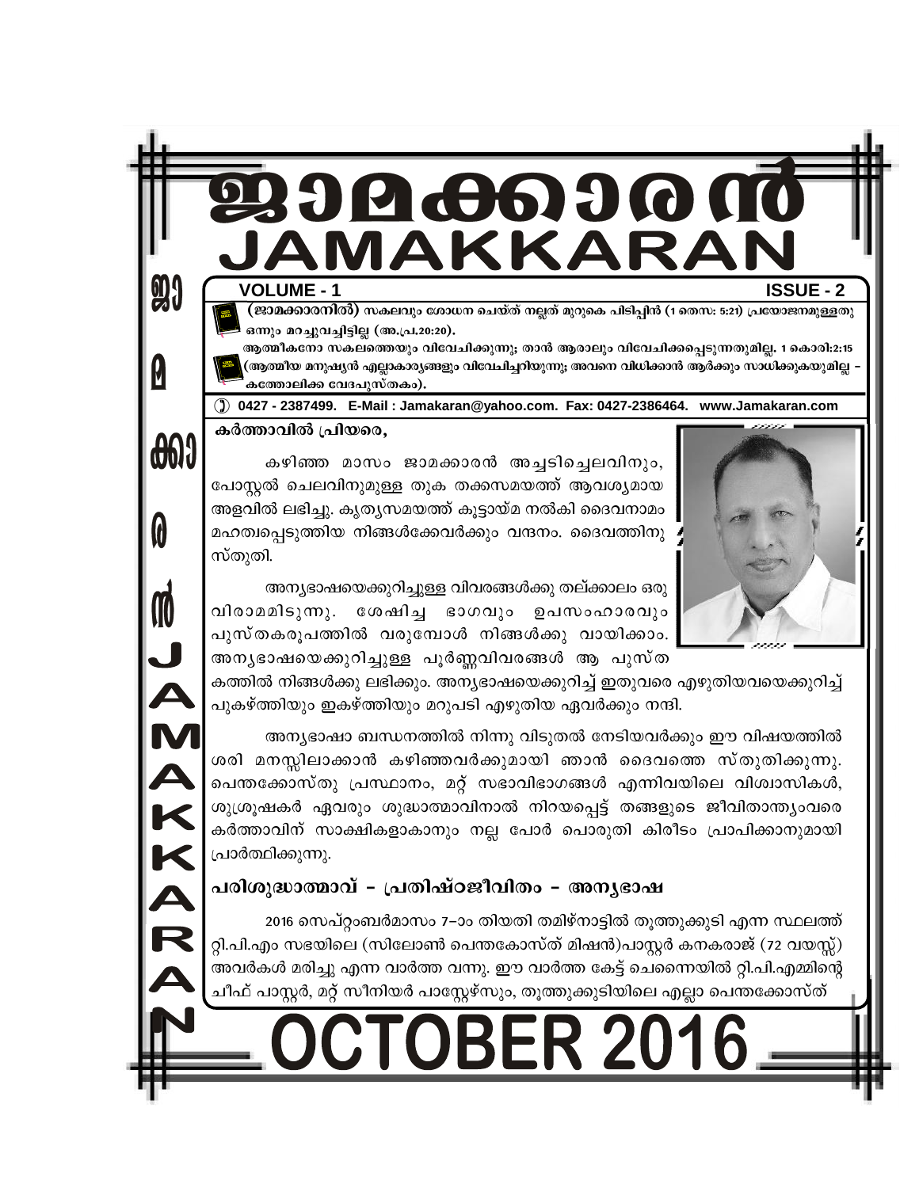# ജാമക്കാരൻ
# JAMAKKARAN

VOLUME - 1 ISSUE - 2

**(ജാമക്കാരനിൽ)** സകലവും ശോധന ചെയ്ത് നല്ലത് മുറുകെ പിടിപ്പിൻ (1 തെസ: 5:21) പ്രയോജനമുള്ളതു ഒന്നും മറച്ചുവച്ചിട്ടില്ല (അ.പ്ര.20:20).

ആത്മീകനോ സകലത്തെയും വിവേചിക്കുന്നു; താൻ ആരാലും വിവേചിക്കപ്പെടുന്നതുമില്ല. 1 കൊരി:2:15 (ആത്മീയ മനുഷ്യൻ എല്ലാകാര്യങ്ങളും വിവേചിച്ചറിയുന്നു; അവനെ വിധിക്കാൻ ആർക്കും സാധിക്കുകയുമില്ല – കത്തോലിക്ക വേദപുസ്തകം).

0427 - 2387499. E-Mail : Jamakaran@yahoo.com. Fax: 0427-2386464. www.Jamakaran.com

**കർത്താവിൽ പ്രിയരെ,**

കഴിഞ്ഞ മാസം ജാമക്കാരൻ അച്ചടിച്ചെലവിനും, പോസ്റ്റൽ ചെലവിനുമുള്ള തുക തക്കസമയത്ത് ആവശ്യമായ അളവിൽ ലഭിച്ചു. കൃത്യസമയത്ത് കൂട്ടായ്മ നൽകി ദൈവനാമം മഹത്വപ്പെടുത്തിയ നിങ്ങൾക്കേവർക്കും വന്ദനം. ദൈവത്തിനു സ്തുതി.

അന്യഭാഷയെക്കുറിച്ചുള്ള വിവരങ്ങൾക്കു തല്ക്കാലം ഒരു വിരാമമിടുന്നു. ശേഷിച്ച ഭാഗവും ഉപസംഹാരവും പുസ്തകരൂപത്തിൽ വരുമ്പോൾ നിങ്ങൾക്കു വായിക്കാം. അന്യഭാഷയെക്കുറിച്ചുള്ള പൂർണ്ണവിവരങ്ങൾ ആ പുസ്തകത്തിൽ നിങ്ങൾക്കു ലഭിക്കും. അന്യഭാഷയെക്കുറിച്ച് ഇതുവരെ എഴുതിയവയെക്കുറിച്ച് പുകഴ്ത്തിയും ഇകഴ്ത്തിയും മറുപടി എഴുതിയ ഏവർക്കും നന്ദി.

അന്യഭാഷാ ബന്ധനത്തിൽ നിന്നു വിടുതൽ നേടിയവർക്കും ഈ വിഷയത്തിൽ ശരി മനസ്സിലാക്കാൻ കഴിഞ്ഞവർക്കുമായി ഞാൻ ദൈവത്തെ സ്തുതിക്കുന്നു. പെന്തക്കോസ്തു പ്രസ്ഥാനം, മറ്റ് സഭാവിഭാഗങ്ങൾ എന്നിവയിലെ വിശ്വാസികൾ, ശുശ്രൂഷകർ ഏവരും ശുദ്ധാത്മാവിനാൽ നിറയപ്പെട്ട് തങ്ങളുടെ ജീവിതാന്ത്യംവരെ കർത്താവിന് സാക്ഷികളാകാനും നല്ല പോർ പൊരുതി കിരീടം പ്രാപിക്കാനുമായി പ്രാർത്ഥിക്കുന്നു.

## പരിശുദ്ധാത്മാവ് – പ്രതിഷ്ഠജീവിതം – അന്യഭാഷ

2016 സെപ്റ്റംബർമാസം 7–ാം തിയതി തമിഴ്നാട്ടിൽ തൂത്തുക്കുടി എന്ന സ്ഥലത്ത് റ്റി.പി.എം സഭയിലെ (സിലോൺ പെന്തകോസ്ത് മിഷൻ)പാസ്റ്റർ കനകരാജ് (72 വയസ്സ്) അവർകൾ മരിച്ചു എന്ന വാർത്ത വന്നു. ഈ വാർത്ത കേട്ട് ചെന്നൈയിൽ റ്റി.പി.എമ്മിന്റെ ചീഫ് പാസ്റ്റർ, മറ്റ് സീനിയർ പാസ്റ്റേഴ്സും, തൂത്തുക്കുടിയിലെ എല്ലാ പെന്തക്കോസ്ത്

OCTOBER 2016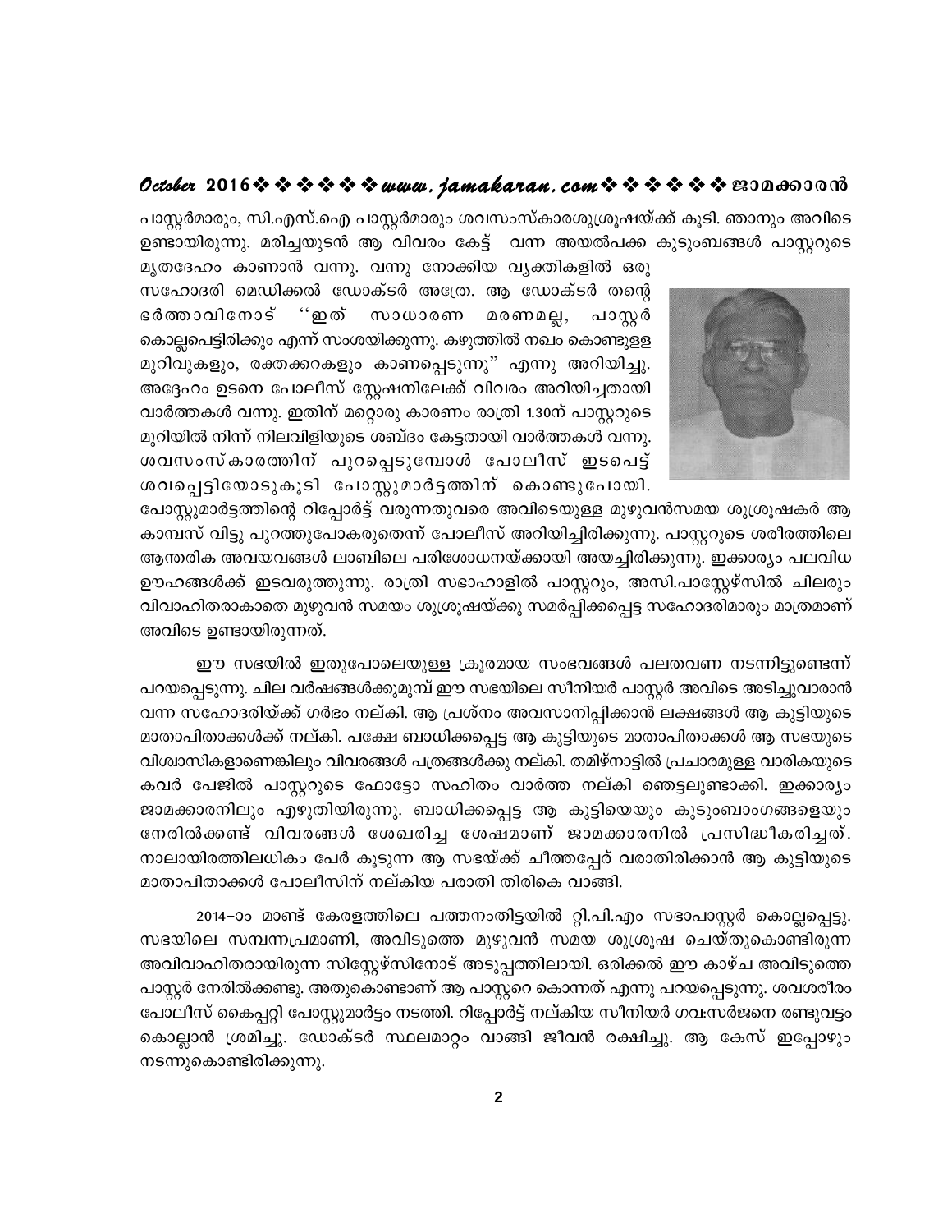പാസ്റ്റർമാരും, സി.എസ്.ഐ പാസ്റ്റർമാരും ശവസംസ്കാരശുശ്രൂഷയ്ക്ക് കൂടി. ഞാനും അവിടെ ഉണ്ടായിരുന്നു. മരിച്ചയുടൻ ആ വിവരം കേട്ട് വന്ന അയൽപക്ക കുടുംബങ്ങൾ പാസ്റ്ററുടെ മൃതദേഹം കാണാൻ വന്നു. വന്നു നോക്കിയ വ്യക്തികളിൽ ഒരു സഹോദരി മെഡിക്കൽ ഡോക്ടർ അത്രേ. ആ ഡോക്ടർ തന്റെ ഭർത്താവിനോട് ''ഇത് സാധാരണ മരണമല്ല, പാസ്റ്റർ കൊല്ലപ്പെട്ടിരിക്കും എന്ന് സംശയിക്കുന്നു. കഴുത്തിൽ നഖം കൊണ്ടുള്ള മുറിവുകളും, രക്തക്കറകളും കാണപ്പെടുന്നു'' എന്നു അറിയിച്ചു. അദ്ദേഹം ഉടനെ പോലീസ് സ്റ്റേഷനിലേക്ക് വിവരം അറിയിച്ചതായി വാർത്തകൾ വന്നു. ഇതിന് മറ്റൊരു കാരണം രാത്രി 1.30ന് പാസ്റ്ററുടെ മുറിയിൽ നിന്ന് നിലവിളിയുടെ ശബ്ദം കേട്ടതായി വാർത്തകൾ വന്നു. ശവസംസ്കാരത്തിന് പുറപ്പെടുമ്പോൾ പോലീസ് ഇടപെട്ട് ശവപ്പെട്ടിയോടുകൂടി പോസ്റ്റുമാർട്ടത്തിന് കൊണ്ടുപോയി. പോസ്റ്റുമാർട്ടത്തിന്റെ റിപ്പോർട്ട് വരുന്നതുവരെ അവിടെയുള്ള മുഴുവൻസമയ ശുശ്രൂഷകർ ആ കാമ്പസ് വിട്ടു പുറത്തുപോകരുതെന്ന് പോലീസ് അറിയിച്ചിരിക്കുന്നു. പാസ്റ്ററുടെ ശരീരത്തിലെ ആന്തരിക അവയവങ്ങൾ ലാബിലെ പരിശോധനയ്ക്കായി അയച്ചിരിക്കുന്നു. ഇക്കാര്യം പലവിധ ഊഹങ്ങൾക്ക് ഇടവരുത്തുന്നു. രാത്രി സഭാഹാളിൽ പാസ്റ്ററും, അസി.പാസ്റ്റേഴ്സിൽ ചിലരും വിവാഹിതരാകാതെ മുഴുവൻ സമയം ശുശ്രൂഷയ്ക്കു സമർപ്പിക്കപ്പെട്ട സഹോദരിമാരും മാത്രമാണ് അവിടെ ഉണ്ടായിരുന്നത്.

ഈ സഭയിൽ ഇതുപോലെയുള്ള ക്രൂരമായ സംഭവങ്ങൾ പലതവണ നടന്നിട്ടുണ്ടെന്ന് പറയപ്പെടുന്നു. ചില വർഷങ്ങൾക്കുമുമ്പ് ഈ സഭയിലെ സീനിയർ പാസ്റ്റർ അവിടെ അടിച്ചുവാരാൻ വന്ന സഹോദരിയ്ക്ക് ഗർഭം നല്കി. ആ പ്രശ്നം അവസാനിപ്പിക്കാൻ ലക്ഷങ്ങൾ ആ കുട്ടിയുടെ മാതാപിതാക്കൾക്ക് നല്കി. പക്ഷേ ബാധിക്കപ്പെട്ട ആ കുട്ടിയുടെ മാതാപിതാക്കൾ ആ സഭയുടെ വിശ്വാസികളാണെങ്കിലും വിവരങ്ങൾ പത്രങ്ങൾക്കു നല്കി. തമിഴ്നാട്ടിൽ പ്രചാരമുള്ള വാരികയുടെ കവർ പേജിൽ പാസ്റ്ററുടെ ഫോട്ടോ സഹിതം വാർത്ത നല്കി ഞെട്ടലുണ്ടാക്കി. ഇക്കാര്യം ജാമക്കാരനിലും എഴുതിയിരുന്നു. ബാധിക്കപ്പെട്ട ആ കുട്ടിയെയും കുടുംബാംഗങ്ങളെയും നേരിൽക്കണ്ട് വിവരങ്ങൾ ശേഖരിച്ച ശേഷമാണ് ജാമക്കാരനിൽ പ്രസിദ്ധീകരിച്ചത്. നാലായിരത്തിലധികം പേർ കൂടുന്ന ആ സഭയ്ക്ക് ചീത്തപ്പേര് വരാതിരിക്കാൻ ആ കുട്ടിയുടെ മാതാപിതാക്കൾ പോലീസിന് നല്കിയ പരാതി തിരികെ വാങ്ങി.

2014–ാം മാണ്ട് കേരളത്തിലെ പത്തനംതിട്ടയിൽ റ്റി.പി.എം സഭാപാസ്റ്റർ കൊല്ലപ്പെട്ടു. സഭയിലെ സമ്പന്നപ്രമാണി, അവിടുത്തെ മുഴുവൻ സമയ ശുശ്രൂഷ ചെയ്തുകൊണ്ടിരുന്ന അവിവാഹിതരായിരുന്ന സിസ്റ്റേഴ്സിനോട് അടുപ്പത്തിലായി. ഒരിക്കൽ ഈ കാഴ്ച അവിടുത്തെ പാസ്റ്റർ നേരിൽക്കണ്ടു. അതുകൊണ്ടാണ് ആ പാസ്റ്ററെ കൊന്നത് എന്നു പറയപ്പെടുന്നു. ശവശരീരം പോലീസ് കൈപ്പറ്റി പോസ്റ്റുമാർട്ടം നടത്തി. റിപ്പോർട്ട് നല്കിയ സീനിയർ ഗവ:സർജനെ രണ്ടുവട്ടം കൊല്ലാൻ ശ്രമിച്ചു. ഡോക്ടർ സ്ഥലമാറ്റം വാങ്ങി ജീവൻ രക്ഷിച്ചു. ആ കേസ് ഇപ്പോഴും നടന്നുകൊണ്ടിരിക്കുന്നു.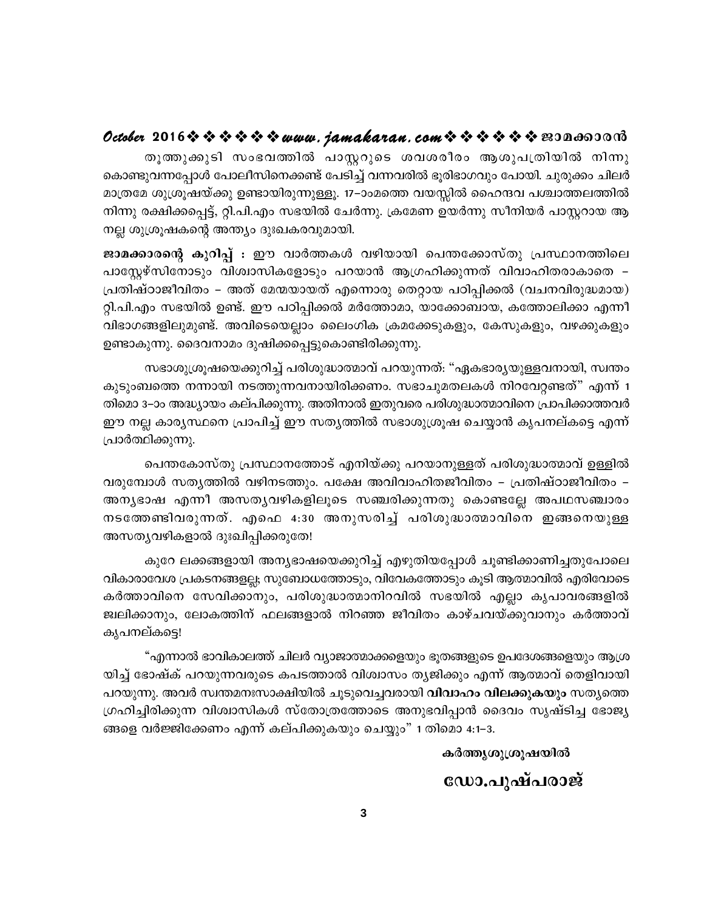തൂത്തുക്കുടി സംഭവത്തിൽ പാസ്റ്ററുടെ ശവശരീരം ആശുപത്രിയിൽ നിന്നു കൊണ്ടുവന്നപ്പോൾ പോലീസിനെക്കണ്ട് പേടിച്ച് വന്നവരിൽ ഭൂരിഭാഗവും പോയി. ചുരുക്കം ചിലർ മാത്രമേ ശുശ്രൂഷയ്ക്കു ഉണ്ടായിരുന്നുള്ളു. 17–ാംമത്തെ വയസ്സിൽ ഹൈന്ദവ പശ്ചാത്തലത്തിൽ നിന്നു രക്ഷിക്കപ്പെട്ട്, റ്റി.പി.എം സഭയിൽ ചേർന്നു. ക്രമേണ ഉയർന്നു സീനിയർ പാസ്റ്ററായ ആ നല്ല ശുശ്രൂഷകന്റെ അന്ത്യം ദുഃഖകരവുമായി.

**ജാമക്കാരന്റെ കുറിപ്പ് :** ഈ വാർത്തകൾ വഴിയായി പെന്തക്കോസ്തു പ്രസ്ഥാനത്തിലെ പാസ്റ്റേഴ്സിനോടും വിശ്വാസികളോടും പറയാൻ ആഗ്രഹിക്കുന്നത് വിവാഹിതരാകാതെ – പ്രതിഷ്ഠാജീവിതം – അത് മേന്മയായത് എന്നൊരു തെറ്റായ പഠിപ്പിക്കൽ (വചനവിരുദ്ധമായ) റ്റി.പി.എം സഭയിൽ ഉണ്ട്. ഈ പഠിപ്പിക്കൽ മർത്തോമാ, യാക്കോബായ, കത്തോലിക്കാ എന്നീ വിഭാഗങ്ങളിലുമുണ്ട്. അവിടെയെല്ലാം ലൈംഗിക ക്രമക്കേടുകളും, കേസുകളും, വഴക്കുകളും ഉണ്ടാകുന്നു. ദൈവനാമം ദുഷിക്കപ്പെട്ടുകൊണ്ടിരിക്കുന്നു.

സഭാശുശ്രൂഷയെക്കുറിച്ച് പരിശുദ്ധാത്മാവ് പറയുന്നത്: "ഏകഭാര്യയുള്ളവനായി, സ്വന്തം കുടുംബത്തെ നന്നായി നടത്തുന്നവനായിരിക്കണം. സഭാചുമതലകൾ നിറവേറ്റേണ്ടത്" എന്ന് 1 തിമൊ 3–ാം അദ്ധ്യായം കല്പിക്കുന്നു. അതിനാൽ ഇതുവരെ പരിശുദ്ധാത്മാവിനെ പ്രാപിക്കാത്തവർ ഈ നല്ല കാര്യസ്ഥനെ പ്രാപിച്ച് ഈ സത്യത്തിൽ സഭാശുശ്രൂഷ ചെയ്യാൻ കൃപനല്കട്ടെ എന്ന് പ്രാർത്ഥിക്കുന്നു.

പെന്തകോസ്തു പ്രസ്ഥാനത്തോട് എനിയ്ക്കു പറയാനുള്ളത് പരിശുദ്ധാത്മാവ് ഉള്ളിൽ വരുമ്പോൾ സത്യത്തിൽ വഴിനടത്തും. പക്ഷേ അവിവാഹിതജീവിതം – പ്രതിഷ്ഠാജീവിതം – അന്യഭാഷ എന്നീ അസത്യവഴികളിലൂടെ സഞ്ചരിക്കുന്നതു കൊണ്ടല്ലേ അപഥസഞ്ചാരം നടത്തേണ്ടിവരുന്നത്. എഫെ 4:30 അനുസരിച്ച് പരിശുദ്ധാത്മാവിനെ ഇങ്ങനെയുള്ള അസത്യവഴികളാൽ ദുഃഖിപ്പിക്കരുതേ!

കുറേ ലക്കങ്ങളായി അന്യഭാഷയെക്കുറിച്ച് എഴുതിയപ്പോൾ ചൂണ്ടിക്കാണിച്ചതുപോലെ വികാരാവേശ പ്രകടനങ്ങളല്ല; സുബോധത്തോടും, വിവേകത്തോടും കൂടി ആത്മാവിൽ എരിവോടെ കർത്താവിനെ സേവിക്കാനും, പരിശുദ്ധാത്മാനിറവിൽ സഭയിൽ എല്ലാ കൃപാവരങ്ങളിൽ ജ്വലിക്കാനും, ലോകത്തിന് ഫലങ്ങളാൽ നിറഞ്ഞ ജീവിതം കാഴ്ചവയ്ക്കുവാനും കർത്താവ് കൃപനല്കട്ടെ!

"എന്നാൽ ഭാവികാലത്ത് ചിലർ വ്യാജാത്മാക്കളെയും ഭൂതങ്ങളുടെ ഉപദേശങ്ങളെയും ആശ്രയിച്ച് ഭോഷ്ക് പറയുന്നവരുടെ കപടത്താൽ വിശ്വാസം ത്യജിക്കും എന്ന് ആത്മാവ് തെളിവായി പറയുന്നു. അവർ സ്വന്തമനഃസാക്ഷിയിൽ ചൂടുവെച്ചവരായി **വിവാഹം വിലക്കുകയും** സത്യത്തെ ഗ്രഹിച്ചിരിക്കുന്ന വിശ്വാസികൾ സ്തോത്രത്തോടെ അനുഭവിപ്പാൻ ദൈവം സൃഷ്ടിച്ച ഭോജ്യങ്ങളെ വർജ്ജിക്കേണം എന്ന് കല്പിക്കുകയും ചെയ്യും" 1 തിമൊ 4:1–3.

**കർത്തൃശുശ്രൂഷയിൽ**

**ഡോ.പുഷ്പരാജ്**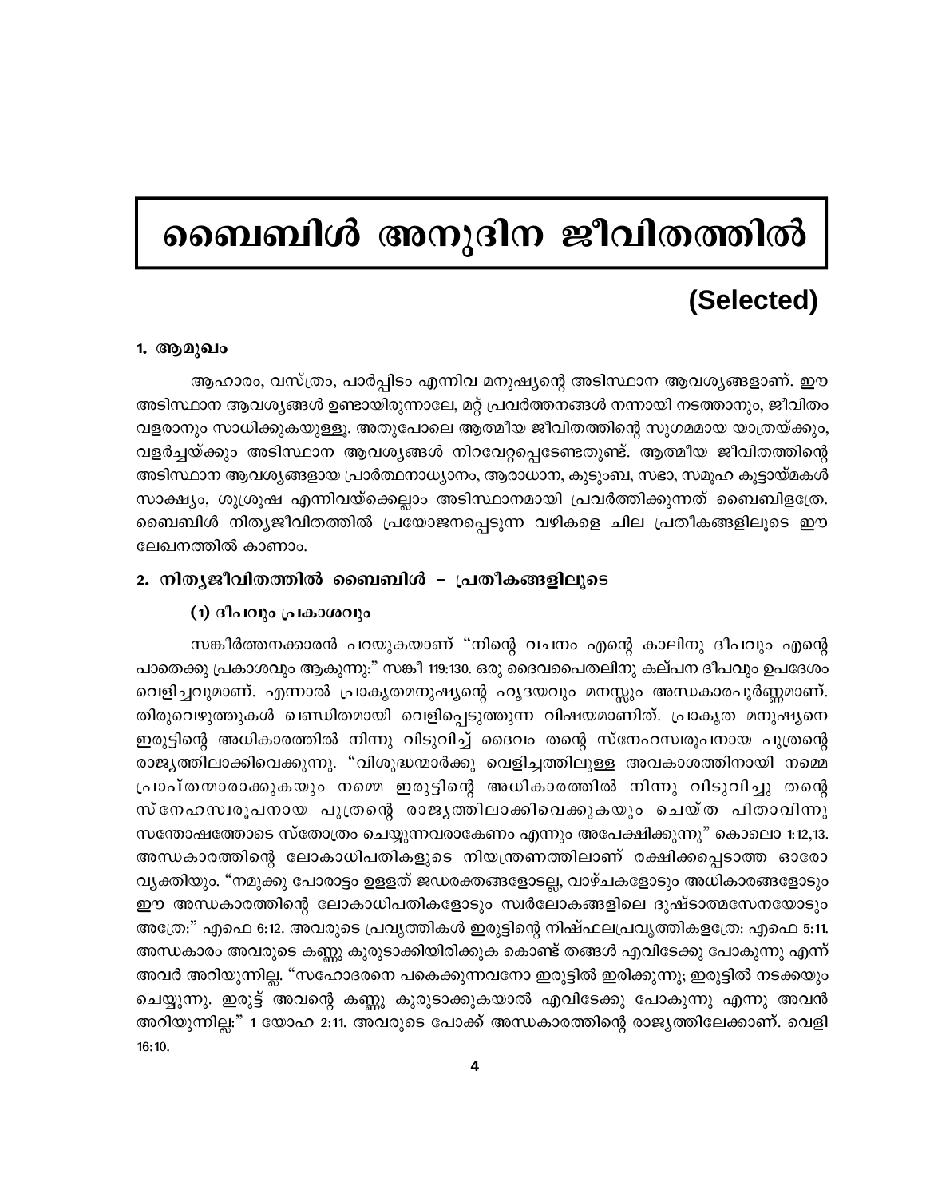# ബൈബിൾ അനുദിന ജീവിതത്തിൽ

## (Selected)

### 1. ആമുഖം

ആഹാരം, വസ്ത്രം, പാർപ്പിടം എന്നിവ മനുഷ്യന്റെ അടിസ്ഥാന ആവശ്യങ്ങളാണ്. ഈ അടിസ്ഥാന ആവശ്യങ്ങൾ ഉണ്ടായിരുന്നാലേ, മറ്റ് പ്രവർത്തനങ്ങൾ നന്നായി നടത്താനും, ജീവിതം വളരാനും സാധിക്കുകയുള്ളൂ. അതുപോലെ ആത്മീയ ജീവിതത്തിന്റെ സുഗമമായ യാത്രയ്ക്കും, വളർച്ചയ്ക്കും അടിസ്ഥാന ആവശ്യങ്ങൾ നിറവേറ്റപ്പെടേണ്ടതുണ്ട്. ആത്മീയ ജീവിതത്തിന്റെ അടിസ്ഥാന ആവശ്യങ്ങളായ പ്രാർത്ഥനാധ്യാനം, ആരാധാന, കുടുംബ, സഭാ, സമൂഹ കൂട്ടായ്മകൾ സാക്ഷ്യം, ശുശ്രൂഷ എന്നിവയ്ക്കെല്ലാം അടിസ്ഥാനമായി പ്രവർത്തിക്കുന്നത് ബൈബിളത്രേ. ബൈബിൾ നിത്യജീവിതത്തിൽ പ്രയോജനപ്പെടുന്ന വഴികളെ ചില പ്രതീകങ്ങളിലൂടെ ഈ ലേഖനത്തിൽ കാണാം.

### 2. നിത്യജീവിതത്തിൽ ബൈബിൾ - പ്രതീകങ്ങളിലൂടെ

#### (1) ദീപവും പ്രകാശവും

സങ്കീർത്തനക്കാരൻ പറയുകയാണ് "നിന്റെ വചനം എന്റെ കാലിനു ദീപവും എന്റെ പാതെക്കു പ്രകാശവും ആകുന്നു:" സങ്കീ 119:130. ഒരു ദൈവപൈതലിനു കല്പന ദീപവും ഉപദേശം വെളിച്ചവുമാണ്. എന്നാൽ പ്രാകൃതമനുഷ്യന്റെ ഹൃദയവും മനസ്സും അന്ധകാരപൂർണ്ണമാണ്. തിരുവെഴുത്തുകൾ ഖണ്ഡിതമായി വെളിപ്പെടുത്തുന്ന വിഷയമാണിത്. പ്രാകൃത മനുഷ്യനെ ഇരുട്ടിന്റെ അധികാരത്തിൽ നിന്നു വിടുവിച്ച് ദൈവം തന്റെ സ്നേഹസ്വരൂപനായ പുത്രന്റെ രാജ്യത്തിലാക്കിവെക്കുന്നു. "വിശുദ്ധന്മാർക്കു വെളിച്ചത്തിലുള്ള അവകാശത്തിനായി നമ്മെ പ്രാപ്തന്മാരാക്കുകയും നമ്മെ ഇരുട്ടിന്റെ അധികാരത്തിൽ നിന്നു വിടുവിച്ചു തന്റെ സ്നേഹസ്വരൂപനായ പുത്രന്റെ രാജ്യത്തിലാക്കിവെക്കുകയും ചെയ്ത പിതാവിന്നു സന്തോഷത്തോടെ സ്തോത്രം ചെയ്യുന്നവരാകേണം എന്നും അപേക്ഷിക്കുന്നു" കൊലൊ 1:12,13. അന്ധകാരത്തിന്റെ ലോകാധിപതികളുടെ നിയന്ത്രണത്തിലാണ് രക്ഷിക്കപ്പെടാത്ത ഓരോ വ്യക്തിയും. "നമുക്കു പോരാട്ടം ഉള്ളത് ജഡരക്തങ്ങളോടല്ല, വാഴ്ചകളോടും അധികാരങ്ങളോടും ഈ അന്ധകാരത്തിന്റെ ലോകാധിപതികളോടും സ്വർലോകങ്ങളിലെ ദുഷ്ടാത്മസേനയോടും അത്രേ:" എഫെ 6:12. അവരുടെ പ്രവൃത്തികൾ ഇരുട്ടിന്റെ നിഷ്ഫലപ്രവൃത്തികളത്രേ: എഫെ 5:11. അന്ധകാരം അവരുടെ കണ്ണു കുരുടാക്കിയിരിക്കുക കൊണ്ട് തങ്ങൾ എവിടേക്കു പോകുന്നു എന്ന് അവർ അറിയുന്നില്ല. "സഹോദരനെ പകെക്കുന്നവനോ ഇരുട്ടിൽ ഇരിക്കുന്നു; ഇരുട്ടിൽ നടക്കയും ചെയ്യുന്നു. ഇരുട്ട് അവന്റെ കണ്ണു കുരുടാക്കുകയാൽ എവിടേക്കു പോകുന്നു എന്നു അവൻ അറിയുന്നില്ല:" 1 യോഹ 2:11. അവരുടെ പോക്ക് അന്ധകാരത്തിന്റെ രാജ്യത്തിലേക്കാണ്. വെളി 16:10.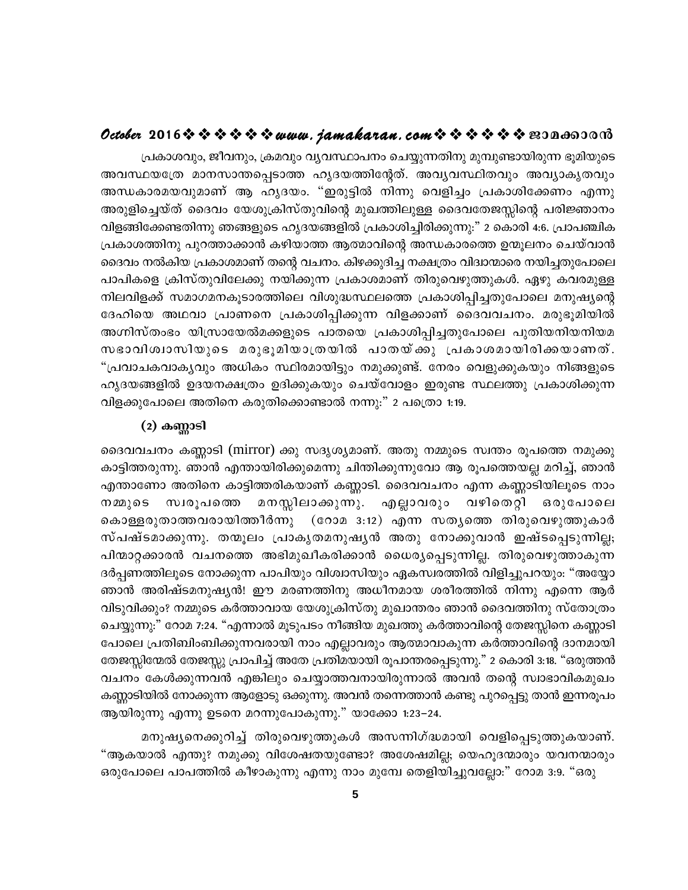പ്രകാശവും, ജീവനും, ക്രമവും വ്യവസ്ഥാപനം ചെയ്യുന്നതിനു മുമ്പുണ്ടായിരുന്ന ഭൂമിയുടെ അവസ്ഥയത്രേ മാനസാന്തപ്പെടാത്ത ഹൃദയത്തിന്റേത്. അവ്യവസ്ഥിതവും അവ്യാകൃതവും അന്ധകാരമയവുമാണ് ആ ഹൃദയം. "ഇരുട്ടിൽ നിന്നു വെളിച്ചം പ്രകാശിക്കേണം എന്നു അരുളിച്ചെയ്ത് ദൈവം യേശുക്രിസ്തുവിന്റെ മുഖത്തിലുള്ള ദൈവതേജസ്സിന്റെ പരിജ്ഞാനം വിളങ്ങിക്കേണ്ടതിന്നു ഞങ്ങളുടെ ഹൃദയങ്ങളിൽ പ്രകാശിച്ചിരിക്കുന്നു:" 2 കൊരി 4:6. പ്രാപഞ്ചിക പ്രകാശത്തിനു പുറത്താക്കാൻ കഴിയാത്ത ആത്മാവിന്റെ അന്ധകാരത്തെ ഉന്മൂലനം ചെയ്‌വാൻ ദൈവം നൽകിയ പ്രകാശമാണ് തന്റെ വചനം. കിഴക്കുദിച്ച നക്ഷത്രം വിദ്വാന്മാരെ നയിച്ചതുപോലെ പാപികളെ ക്രിസ്തുവിലേക്കു നയിക്കുന്ന പ്രകാശമാണ് തിരുവെഴുത്തുകൾ. ഏഴു കവരമുള്ള നിലവിളക്ക് സമാഗമനകൂടാരത്തിലെ വിശുദ്ധസ്ഥലത്തെ പ്രകാശിപ്പിച്ചതുപോലെ മനുഷ്യന്റെ ദേഹിയെ അഥവാ പ്രാണനെ പ്രകാശിപ്പിക്കുന്ന വിളക്കാണ് ദൈവവചനം. മരുഭൂമിയിൽ അഗ്നിസ്തംഭം യിസ്രായേൽമക്കളുടെ പാതയെ പ്രകാശിപ്പിച്ചതുപോലെ പുതിയനിയനിയമ സഭാവിശ്വാസിയുടെ മരുഭൂമിയാത്രയിൽ പാതയ്ക്കു പ്രകാശമായിരിക്കയാണത്. "പ്രവാചകവാക്യവും അധികം സ്ഥിരമായിട്ടും നമുക്കുണ്ട്. നേരം വെളുക്കുകയും നിങ്ങളുടെ ഹൃദയങ്ങളിൽ ഉദയനക്ഷത്രം ഉദിക്കുകയും ചെയ്‌വോളം ഇരുണ്ട സ്ഥലത്തു പ്രകാശിക്കുന്ന വിളക്കുപോലെ അതിനെ കരുതിക്കൊണ്ടാൽ നന്നു:" 2 പത്രൊ 1:19.

### (2) കണ്ണാടി

ദൈവവചനം കണ്ണാടി (mirror) ക്കു സദൃശ്യമാണ്. അതു നമ്മുടെ സ്വന്തം രൂപത്തെ നമുക്കു കാട്ടിത്തരുന്നു. ഞാൻ എന്തായിരിക്കുമെന്നു ചിന്തിക്കുന്നുവോ ആ രൂപത്തെയല്ല മറിച്ച്, ഞാൻ എന്താണോ അതിനെ കാട്ടിത്തരികയാണ് കണ്ണാടി. ദൈവവചനം എന്ന കണ്ണാടിയിലൂടെ നാം നമ്മുടെ സ്വരൂപത്തെ മനസ്സിലാക്കുന്നു. എല്ലാവരും വഴിതെറ്റി ഒരുപോലെ കൊള്ളരുതാത്തവരായിത്തീർന്നു (റോമ 3:12) എന്ന സത്യത്തെ തിരുവെഴുത്തുകാർ സ്പഷ്ടമാക്കുന്നു. തന്മൂലം പ്രാകൃതമനുഷ്യൻ അതു നോക്കുവാൻ ഇഷ്ടപ്പെടുന്നില്ല; പിന്മാറ്റക്കാരൻ വചനത്തെ അഭിമുഖീകരിക്കാൻ ധൈര്യപ്പെടുന്നില്ല. തിരുവെഴുത്താകുന്ന ദർപ്പണത്തിലൂടെ നോക്കുന്ന പാപിയും വിശ്വാസിയും ഏകസ്വരത്തിൽ വിളിച്ചുപറയും: "അയ്യോ ഞാൻ അരിഷ്ടമനുഷ്യൻ! ഈ മരണത്തിനു അധീനമായ ശരീരത്തിൽ നിന്നു എന്നെ ആർ വിടുവിക്കും? നമ്മുടെ കർത്താവായ യേശുക്രിസ്തു മുഖാന്തരം ഞാൻ ദൈവത്തിനു സ്തോത്രം ചെയ്യുന്നു:" റോമ 7:24. "എന്നാൽ മൂടുപടം നീങ്ങിയ മുഖത്തു കർത്താവിന്റെ തേജസ്സിനെ കണ്ണാടി പോലെ പ്രതിബിംബിക്കുന്നവരായി നാം എല്ലാവരും ആത്മാവാകുന്ന കർത്താവിന്റെ ദാനമായി തേജസ്സിന്മേൽ തേജസ്സു പ്രാപിച്ച് അതേ പ്രതിമയായി രൂപാന്തരപ്പെടുന്നു." 2 കൊരി 3:18. "ഒരുത്തൻ വചനം കേൾക്കുന്നവൻ എങ്കിലും ചെയ്യാത്തവനായിരുന്നാൽ അവൻ തന്റെ സ്വാഭാവികമുഖം കണ്ണാടിയിൽ നോക്കുന്ന ആളോടു ഒക്കുന്നു. അവൻ തന്നെത്താൻ കണ്ടു പുറപ്പെട്ടു താൻ ഇന്നരൂപം ആയിരുന്നു എന്നു ഉടനെ മറന്നുപോകുന്നു." യാക്കോ 1:23–24.

മനുഷ്യനെക്കുറിച്ച് തിരുവെഴുത്തുകൾ അസന്നിഗ്ദ്ധമായി വെളിപ്പെടുത്തുകയാണ്. "ആകയാൽ എന്തു? നമുക്കു വിശേഷതയുണ്ടോ? അശേഷമില്ല; യെഹൂദന്മാരും യവനന്മാരും ഒരുപോലെ പാപത്തിൽ കീഴാകുന്നു എന്നു നാം മുമ്പേ തെളിയിച്ചുവല്ലോ:" റോമ 3:9. "ഒരു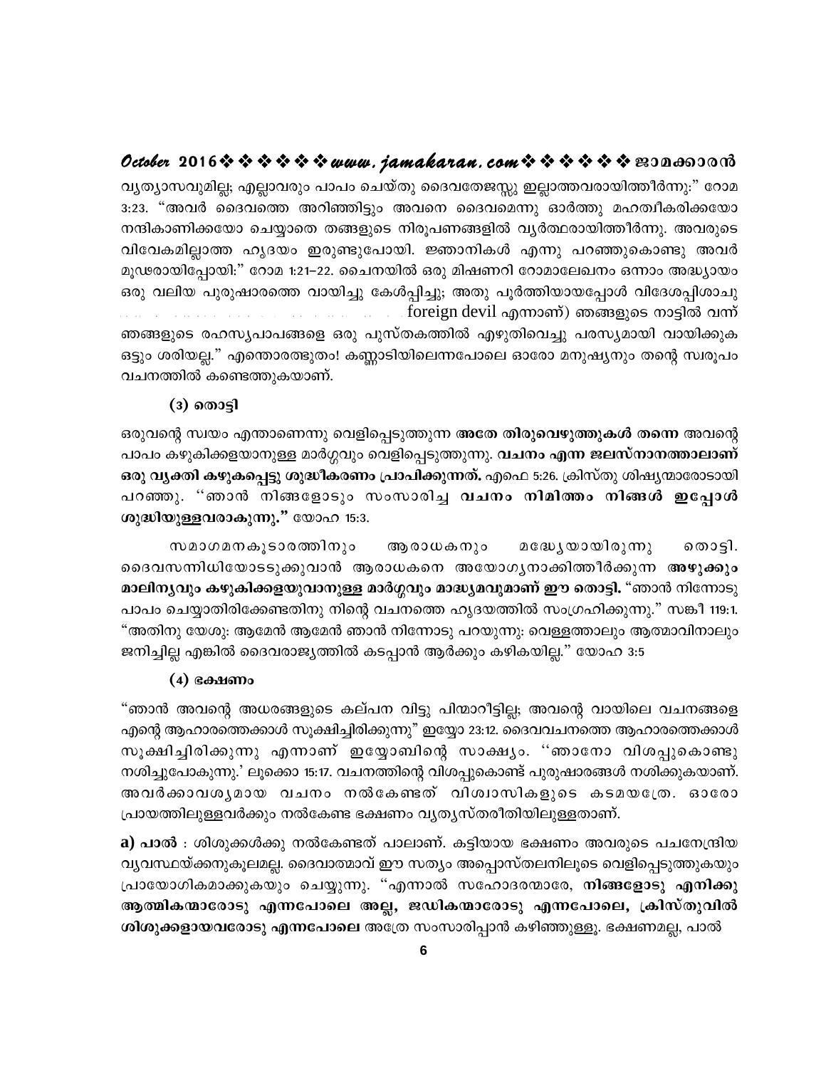വ്യത്യാസവുമില്ല; എല്ലാവരും പാപം ചെയ്തു ദൈവതേജസ്സു ഇല്ലാത്തവരായിത്തീർന്നു:" റോമ 3:23. "അവർ ദൈവത്തെ അറിഞ്ഞിട്ടും അവനെ ദൈവമെന്നു ഓർത്തു മഹത്വീകരിക്കയോ നന്ദികാണിക്കയോ ചെയ്യാതെ തങ്ങളുടെ നിരൂപണങ്ങളിൽ വ്യർത്ഥരായിത്തീർന്നു. അവരുടെ വിവേകമില്ലാത്ത ഹൃദയം ഇരുണ്ടുപോയി. ജ്ഞാനികൾ എന്നു പറഞ്ഞുകൊണ്ടു അവർ മൂഢരായിപ്പോയി:" റോമ 1:21–22. ചൈനയിൽ ഒരു മിഷണറി റോമാലേഖനം ഒന്നാം അദ്ധ്യായം ഒരു വലിയ പുരുഷാരത്തെ വായിച്ചു കേൾപ്പിച്ചു; അതു പൂർത്തിയായപ്പോൾ വിദേശപ്പിശാചു ... foreign devil എന്നാണ്) ഞങ്ങളുടെ നാട്ടിൽ വന്ന് ഞങ്ങളുടെ രഹസ്യപാപങ്ങളെ ഒരു പുസ്തകത്തിൽ എഴുതിവെച്ചു പരസ്യമായി വായിക്കുക ഒട്ടും ശരിയല്ല." എന്തൊരത്ഭുതം! കണ്ണാടിയിലെന്നപോലെ ഓരോ മനുഷ്യനും തന്റെ സ്വരൂപം വചനത്തിൽ കണ്ടെത്തുകയാണ്.

### (3) തൊട്ടി

ഒരുവന്റെ സ്വയം എന്താണെന്നു വെളിപ്പെടുത്തുന്ന **അതേ തിരുവെഴുത്തുകൾ തന്നെ** അവന്റെ പാപം കഴുകിക്കളയാനുള്ള മാർഗ്ഗവും വെളിപ്പെടുത്തുന്നു. **വചനം എന്ന ജലസ്നാനത്താലാണ് ഒരു വ്യക്തി കഴുകപ്പെട്ടു ശുദ്ധീകരണം പ്രാപിക്കുന്നത്.** എഫെ 5:26. ക്രിസ്തു ശിഷ്യന്മാരോടായി പറഞ്ഞു. ''ഞാൻ നിങ്ങളോടും സംസാരിച്ച **വചനം നിമിത്തം നിങ്ങൾ ഇപ്പോൾ ശുദ്ധിയുള്ളവരാകുന്നു."** യോഹ 15:3.

സമാഗമനകൂടാരത്തിനും ആരാധകനും മദ്ധ്യേയായിരുന്നു തൊട്ടി. ദൈവസന്നിധിയോടടുക്കുവാൻ ആരാധകനെ അയോഗ്യനാക്കിത്തീർക്കുന്ന **അഴുക്കും മാലിന്യവും കഴുകിക്കളയുവാനുള്ള മാർഗ്ഗവും മാദ്ധ്യമവുമാണ് ഈ തൊട്ടി.** "ഞാൻ നിന്നോടു പാപം ചെയ്യാതിരിക്കേണ്ടതിനു നിന്റെ വചനത്തെ ഹൃദയത്തിൽ സംഗ്രഹിക്കുന്നു." സങ്കീ 119:1. "അതിനു യേശു: ആമേൻ ആമേൻ ഞാൻ നിന്നോടു പറയുന്നു: വെള്ളത്താലും ആത്മാവിനാലും ജനിച്ചില്ല എങ്കിൽ ദൈവരാജ്യത്തിൽ കടപ്പാൻ ആർക്കും കഴികയില്ല." യോഹ 3:5

### (4) ഭക്ഷണം

"ഞാൻ അവന്റെ അധരങ്ങളുടെ കല്പന വിട്ടു പിന്മാറീട്ടില്ല; അവന്റെ വായിലെ വചനങ്ങളെ എന്റെ ആഹാരത്തെക്കാൾ സൂക്ഷിച്ചിരിക്കുന്നു" ഇയ്യോ 23:12. ദൈവവചനത്തെ ആഹാരത്തെക്കാൾ സൂക്ഷിച്ചിരിക്കുന്നു എന്നാണ് ഇയ്യോബിന്റെ സാക്ഷ്യം. ''ഞാനോ വിശപ്പുകൊണ്ടു നശിച്ചുപോകുന്നു.' ലൂക്കൊ 15:17. വചനത്തിന്റെ വിശപ്പുകൊണ്ട് പുരുഷാരങ്ങൾ നശിക്കുകയാണ്. അവർക്കാവശ്യമായ വചനം നൽകേണ്ടത് വിശ്വാസികളുടെ കടമയത്രേ. ഓരോ പ്രായത്തിലുള്ളവർക്കും നൽകേണ്ട ഭക്ഷണം വ്യത്യസ്തരീതിയിലുള്ളതാണ്.

**a) പാൽ** : ശിശുക്കൾക്കു നൽകേണ്ടത് പാലാണ്. കട്ടിയായ ഭക്ഷണം അവരുടെ പചനേന്ദ്രിയ വ്യവസ്ഥയ്ക്കനുകൂലമല്ല. ദൈവാത്മാവ് ഈ സത്യം അപ്പൊസ്തലനിലൂടെ വെളിപ്പെടുത്തുകയും പ്രായോഗികമാക്കുകയും ചെയ്യുന്നു. "എന്നാൽ സഹോദരന്മാരേ, **നിങ്ങളോടു എനിക്കു ആത്മികന്മാരോടു എന്നപോലെ അല്ല, ജഡികന്മാരോടു എന്നപോലെ, ക്രിസ്തുവിൽ ശിശുക്കളായവരോടു എന്നപോലെ** അത്രേ സംസാരിപ്പാൻ കഴിഞ്ഞുള്ളൂ. ഭക്ഷണമല്ല, പാൽ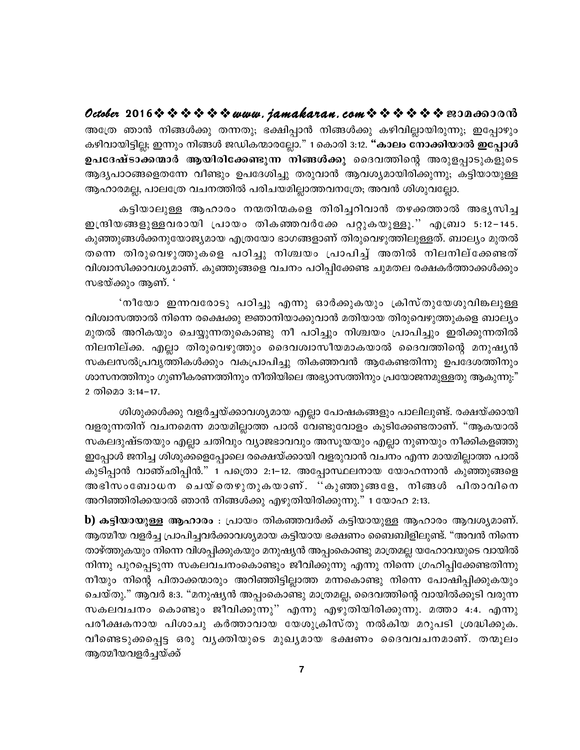അത്രേ ഞാൻ നിങ്ങൾക്കു തന്നതു; ഭക്ഷിപ്പാൻ നിങ്ങൾക്കു കഴിവില്ലായിരുന്നു; ഇപ്പോഴും കഴിവായിട്ടില്ല; ഇന്നും നിങ്ങൾ ജഡികന്മാരല്ലോ." 1 കൊരി 3:12. **"കാലം നോക്കിയാൽ ഇപ്പോൾ ഉപദേഷ്ടാക്കന്മാർ ആയിരിക്കേണ്ടുന്ന നിങ്ങൾക്കു** ദൈവത്തിന്റെ അരുളപ്പാടുകളുടെ ആദ്യപാഠങ്ങളെതന്നേ വീണ്ടും ഉപദേശിച്ചു തരുവാൻ ആവശ്യമായിരിക്കുന്നു; കട്ടിയായുള്ള ആഹാരമല്ല, പാലത്രേ വചനത്തിൽ പരിചയമില്ലാത്തവനത്രേ; അവൻ ശിശുവല്ലോ.

കട്ടിയാലുള്ള ആഹാരം നന്മതിന്മകളെ തിരിച്ചറിവാൻ തഴക്കത്താൽ അഭ്യസിച്ച ഇന്ദ്രിയങ്ങളുള്ളവരായി പ്രായം തികഞ്ഞവർക്കേ പറ്റുകയുള്ളൂ.'' എബ്രാ 5:12–145. കുഞ്ഞുങ്ങൾക്കനുയോജ്യമായ എത്രയോ ഭാഗങ്ങളാണ് തിരുവെഴുത്തിലുള്ളത്. ബാല്യം മുതൽ തന്നെ തിരുവെഴുത്തുകളെ പഠിച്ചു നിശ്ചയം പ്രാപിച്ച് അതിൽ നിലനില്ക്കേണ്ടത് വിശ്വാസിക്കാവശ്യമാണ്. കുഞ്ഞുങ്ങളെ വചനം പഠിപ്പിക്കേണ്ട ചുമതല രക്ഷകർത്താക്കൾക്കും സഭയ്ക്കും ആണ്. '

'നീയോ ഇന്നവരോടു പഠിച്ചു എന്നു ഓർക്കുകയും ക്രിസ്തുയേശുവിങ്കലുള്ള വിശ്വാസത്താൽ നിന്നെ രക്ഷെക്കു ജ്ഞാനിയാക്കുവാൻ മതിയായ തിരുവെഴുത്തുകളെ ബാല്യം മുതൽ അറികയും ചെയ്യുന്നതുകൊണ്ടു നീ പഠിച്ചും നിശ്ചയം പ്രാപിച്ചും ഇരിക്കുന്നതിൽ നിലനില്ക്ക. എല്ലാ തിരുവെഴുത്തും ദൈവശ്വാസീയമാകയാൽ ദൈവത്തിന്റെ മനുഷ്യൻ സകലസൽപ്രവൃത്തികൾക്കും വകപ്രാപിച്ചു തികഞ്ഞവൻ ആകേണ്ടതിന്നു ഉപദേശത്തിനും ശാസനത്തിനും ഗുണീകരണത്തിനും നീതിയിലെ അഭ്യാസത്തിനും പ്രയോജനമുള്ളതു ആകുന്നു:" 2 തിമൊ 3:14–17.

ശിശുക്കൾക്കു വളർച്ചയ്ക്കാവശ്യമായ എല്ലാ പോഷകങ്ങളും പാലിലുണ്ട്. രക്ഷയ്ക്കായി വളരുന്നതിന് വചനമെന്ന മായമില്ലാത്ത പാൽ വേണ്ടുവോളം കുടിക്കേണ്ടതാണ്. "ആകയാൽ സകലദുഷ്ടതയും എല്ലാ ചതിവും വ്യാജഭാവവും അസൂയയും എല്ലാ നുണയും നീക്കികളഞ്ഞു ഇപ്പോൾ ജനിച്ച ശിശുക്കളെപ്പോലെ രക്ഷെയ്ക്കായി വളരുവാൻ വചനം എന്ന മായമില്ലാത്ത പാൽ കുടിപ്പാൻ വാഞ്ഛിപ്പിൻ." 1 പത്രൊ 2:1–12. അപ്പോസ്ഥലനായ യോഹന്നാൻ കുഞ്ഞുങ്ങളെ അഭിസംബോധന ചെയ്തെഴുതുകയാണ്. ''കുഞ്ഞുങ്ങളേ, നിങ്ങൾ പിതാവിനെ അറിഞ്ഞിരിക്കയാൽ ഞാൻ നിങ്ങൾക്കു എഴുതിയിരിക്കുന്നു." 1 യോഹ 2:13.

**b) കട്ടിയായുള്ള ആഹാരം** : പ്രായം തികഞ്ഞവർക്ക് കട്ടിയായുള്ള ആഹാരം ആവശ്യമാണ്. ആത്മീയ വളർച്ച പ്രാപിച്ചവർക്കാവശ്യമായ കട്ടിയായ ഭക്ഷണം ബൈബിളിലുണ്ട്. "അവൻ നിന്നെ താഴ്ത്തുകയും നിന്നെ വിശപ്പിക്കുകയും മനുഷ്യൻ അപ്പംകൊണ്ടു മാത്രമല്ല യഹോവയുടെ വായിൽ നിന്നു പുറപ്പെടുന്ന സകലവചനംകൊണ്ടും ജീവിക്കുന്നു എന്നു നിന്നെ ഗ്രഹിപ്പിക്കേണ്ടതിന്നു നീയും നിന്റെ പിതാക്കന്മാരും അറിഞ്ഞിട്ടില്ലാത്ത മന്നകൊണ്ടു നിന്നെ പോഷിപ്പിക്കുകയും ചെയ്തു." ആവർ 8:3. "മനുഷ്യൻ അപ്പംകൊണ്ടു മാത്രമല്ല, ദൈവത്തിന്റെ വായിൽക്കൂടി വരുന്ന സകലവചനം കൊണ്ടും ജീവിക്കുന്നു'' എന്നു എഴുതിയിരിക്കുന്നു. മത്താ 4:4. എന്നു പരീക്ഷകനായ പിശാചു കർത്താവായ യേശുക്രിസ്തു നൽകിയ മറുപടി ശ്രദ്ധിക്കുക. വീണ്ടെടുക്കപ്പെട്ട ഒരു വ്യക്തിയുടെ മുഖ്യമായ ഭക്ഷണം ദൈവവചനമാണ്. തന്മൂലം ആത്മീയവളർച്ചയ്ക്ക്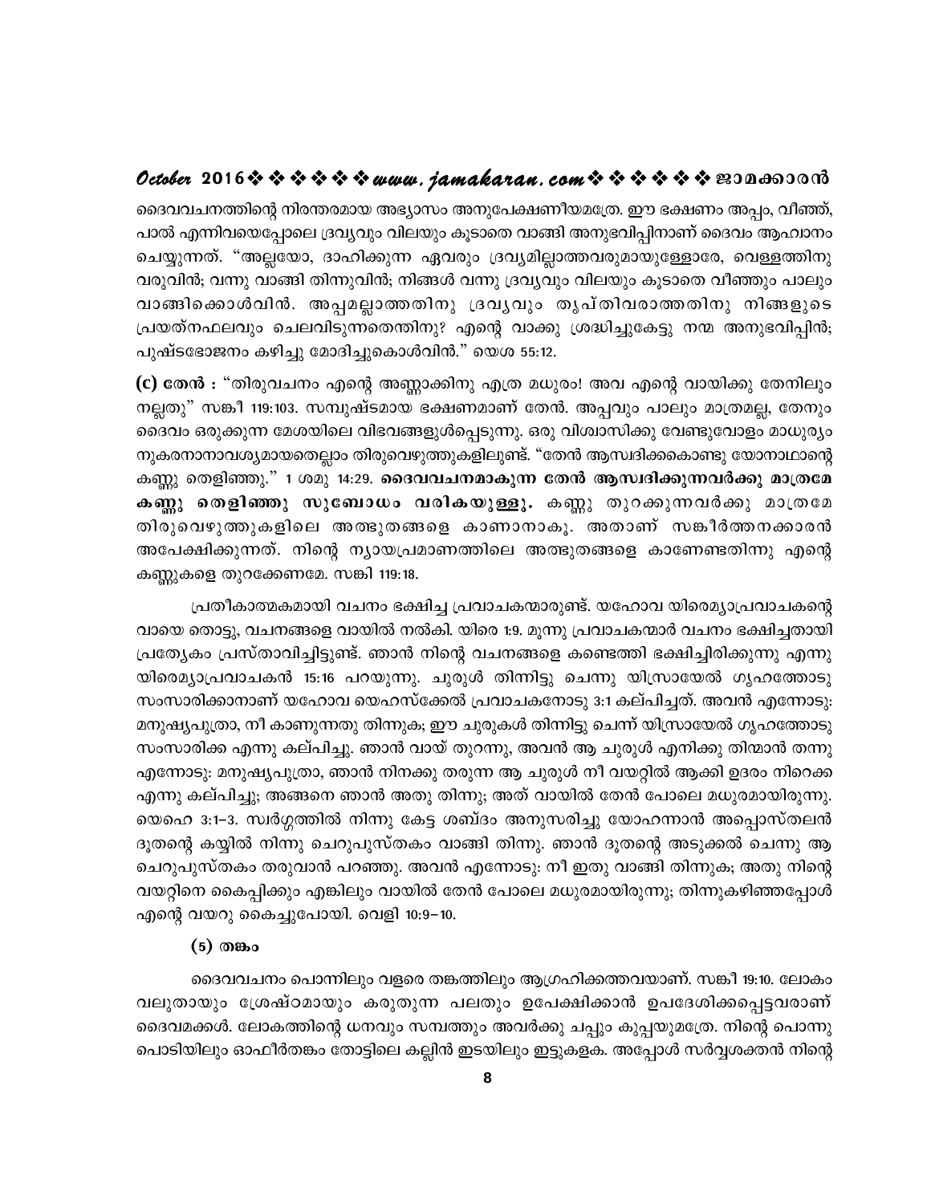ദൈവവചനത്തിന്റെ നിരന്തരമായ അഭ്യാസം അനുപേക്ഷണീയമത്രേ. ഈ ഭക്ഷണം അപ്പം, വീഞ്ഞ്, പാൽ എന്നിവയെപ്പോലെ ദ്രവ്യവും വിലയും കൂടാതെ വാങ്ങി അനുഭവിപ്പിനാണ് ദൈവം ആഹ്വാനം ചെയ്യുന്നത്. "അല്ലയോ, ദാഹിക്കുന്ന ഏവരും ദ്രവ്യമില്ലാത്തവരുമായുള്ളോരേ, വെള്ളത്തിനു വരുവിൻ; വന്നു വാങ്ങി തിന്നുവിൻ; നിങ്ങൾ വന്നു ദ്രവ്യവും വിലയും കൂടാതെ വീഞ്ഞും പാലും വാങ്ങിക്കൊൾവിൻ. അപ്പമല്ലാത്തതിനു ദ്രവ്യവും തൃപ്തിവരാത്തതിനു നിങ്ങളുടെ പ്രയത്നഫലവും ചെലവിടുന്നതെന്തിനു? എന്റെ വാക്കു ശ്രദ്ധിച്ചുകേട്ടു നന്മ അനുഭവിപ്പിൻ; പുഷ്ടഭോജനം കഴിച്ചു മോദിച്ചുകൊൾവിൻ." യെശ 55:12.

**(c) തേൻ :** "തിരുവചനം എന്റെ അണ്ണാക്കിനു എത്ര മധുരം! അവ എന്റെ വായിക്കു തേനിലും നല്ലതു" സങ്കീ 119:103. സമ്പുഷ്ടമായ ഭക്ഷണമാണ് തേൻ. അപ്പവും പാലും മാത്രമല്ല, തേനും ദൈവം ഒരുക്കുന്ന മേശയിലെ വിഭവങ്ങളുൾപ്പെടുന്നു. ഒരു വിശ്വാസിക്കു വേണ്ടുവോളം മാധുര്യം നുകരനാനാവശ്യമായതെല്ലാം തിരുവെഴുത്തുകളിലുണ്ട്. "തേൻ ആസ്വദിക്കകൊണ്ടു യോനാഥാന്റെ കണ്ണു തെളിഞ്ഞു." 1 ശമു 14:29. **ദൈവവചനമാകുന്ന തേൻ ആസ്വദിക്കുന്നവർക്കു മാത്രമേ കണ്ണു തെളിഞ്ഞു സുബോധം വരികയുള്ളൂ.** കണ്ണു തുറക്കുന്നവർക്കു മാത്രമേ തിരുവെഴുത്തുകളിലെ അത്ഭുതങ്ങളെ കാണാനാകൂ. അതാണ് സങ്കീർത്തനക്കാരൻ അപേക്ഷിക്കുന്നത്. നിന്റെ ന്യായപ്രമാണത്തിലെ അത്ഭുതങ്ങളെ കാണേണ്ടതിന്നു എന്റെ കണ്ണുകളെ തുറക്കേണമേ. സങ്കി 119:18.

പ്രതീകാത്മകമായി വചനം ഭക്ഷിച്ച പ്രവാചകന്മാരുണ്ട്. യഹോവ യിരെമ്യാപ്രവാചകന്റെ വായെ തൊട്ടു, വചനങ്ങളെ വായിൽ നൽകി. യിരെ 1:9. മൂന്നു പ്രവാചകന്മാർ വചനം ഭക്ഷിച്ചതായി പ്രത്യേകം പ്രസ്താവിച്ചിട്ടുണ്ട്. ഞാൻ നിന്റെ വചനങ്ങളെ കണ്ടെത്തി ഭക്ഷിച്ചിരിക്കുന്നു എന്നു യിരെമ്യാപ്രവാചകൻ 15:16 പറയുന്നു. ചുരുൾ തിന്നിട്ടു ചെന്നു യിസ്രായേൽ ഗൃഹത്തോടു സംസാരിക്കാനാണ് യഹോവ യെഹസ്ക്കേൽ പ്രവാചകനോടു 3:1 കല്പിച്ചത്. അവൻ എന്നോടു: മനുഷ്യപുത്രാ, നീ കാണുന്നതു തിന്നുക; ഈ ചുരുകൾ തിന്നിട്ടു ചെന്ന് യിസ്രായേൽ ഗൃഹത്തോടു സംസാരിക്ക എന്നു കല്പിച്ചു. ഞാൻ വായ് തുറന്നു, അവൻ ആ ചുരുൾ എനിക്കു തിന്മാൻ തന്നു എന്നോടു: മനുഷ്യപുത്രാ, ഞാൻ നിനക്കു തരുന്ന ആ ചുരുൾ നീ വയറ്റിൽ ആക്കി ഉദരം നിറെക്ക എന്നു കല്പിച്ചു; അങ്ങനെ ഞാൻ അതു തിന്നു; അത് വായിൽ തേൻ പോലെ മധുരമായിരുന്നു. യെഹെ 3:1-3. സ്വർഗ്ഗത്തിൽ നിന്നു കേട്ട ശബ്ദം അനുസരിച്ചു യോഹന്നാൻ അപ്പൊസ്തലൻ ദൂതന്റെ കയ്യിൽ നിന്നു ചെറുപുസ്തകം വാങ്ങി തിന്നു. ഞാൻ ദൂതന്റെ അടുക്കൽ ചെന്നു ആ ചെറുപുസ്തകം തരുവാൻ പറഞ്ഞു. അവൻ എന്നോടു: നീ ഇതു വാങ്ങി തിന്നുക; അതു നിന്റെ വയറ്റിനെ കൈപ്പിക്കും എങ്കിലും വായിൽ തേൻ പോലെ മധുരമായിരുന്നു; തിന്നുകഴിഞ്ഞപ്പോൾ എന്റെ വയറു കൈച്ചുപോയി. വെളി 10:9-10.

**(5) തങ്കം**

ദൈവവചനം പൊന്നിലും വളരെ തങ്കത്തിലും ആഗ്രഹിക്കത്തവയാണ്. സങ്കീ 19:10. ലോകം വലുതായും ശ്രേഷ്ഠമായും കരുതുന്ന പലതും ഉപേക്ഷിക്കാൻ ഉപദേശിക്കപ്പെട്ടവരാണ് ദൈവമക്കൾ. ലോകത്തിന്റെ ധനവും സമ്പത്തും അവർക്കു ചപ്പും കുപ്പയുമത്രേ. നിന്റെ പൊന്നു പൊടിയിലും ഓഫീർതങ്കം തോട്ടിലെ കല്ലിൻ ഇടയിലും ഇട്ടുകളക. അപ്പോൾ സർവ്വശക്തൻ നിന്റെ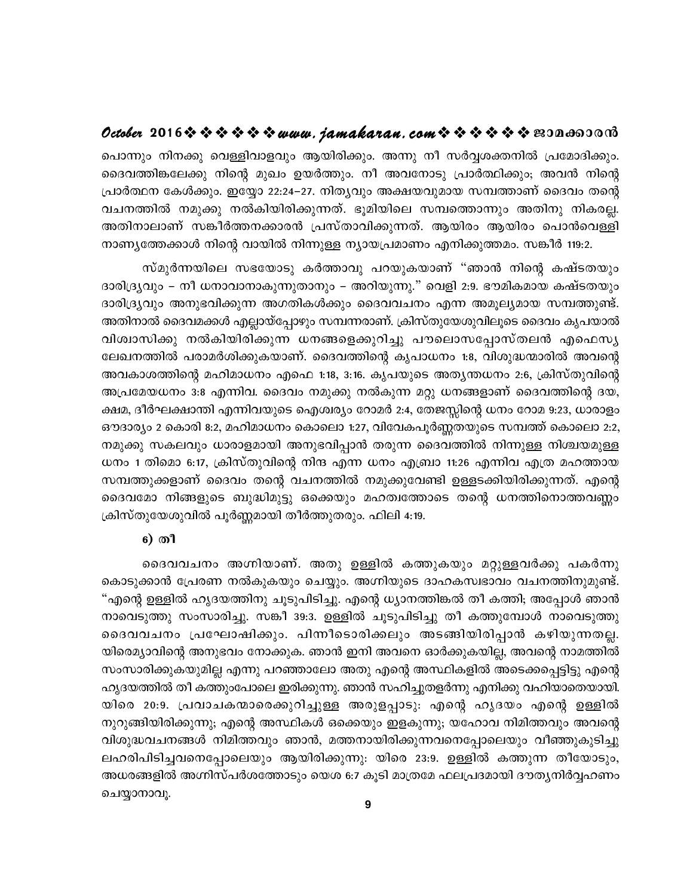പൊന്നും നിനക്കു വെള്ളിവാളവും ആയിരിക്കും. അന്നു നീ സർവ്വശക്തനിൽ പ്രമോദിക്കും. ദൈവത്തിങ്കലേക്കു നിന്റെ മുഖം ഉയർത്തും. നീ അവനോടു പ്രാർത്ഥിക്കും; അവൻ നിന്റെ പ്രാർത്ഥന കേൾക്കും. ഇയ്യോ 22:24–27. നിത്യവും അക്ഷയവുമായ സമ്പത്താണ് ദൈവം തന്റെ വചനത്തിൽ നമുക്കു നൽകിയിരിക്കുന്നത്. ഭൂമിയിലെ സമ്പത്തൊന്നും അതിനു നികരല്ല. അതിനാലാണ് സങ്കീർത്തനക്കാരൻ പ്രസ്താവിക്കുന്നത്. ആയിരം ആയിരം പൊൻവെള്ളി നാണ്യത്തേക്കാൾ നിന്റെ വായിൽ നിന്നുള്ള ന്യായപ്രമാണം എനിക്കുത്തമം. സങ്കീർ 119:2.

സ്മുർന്നയിലെ സഭയോടു കർത്താവു പറയുകയാണ് "ഞാൻ നിന്റെ കഷ്ടതയും ദാരിദ്ര്യവും – നീ ധനവാനാകുന്നുതാനും – അറിയുന്നു." വെളി 2:9. ഭൗമികമായ കഷ്ടതയും ദാരിദ്ര്യവും അനുഭവിക്കുന്ന അഗതികൾക്കും ദൈവവചനം എന്ന അമൂല്യമായ സമ്പത്തുണ്ട്. അതിനാൽ ദൈവമക്കൾ എല്ലായ്പ്പോഴും സമ്പന്നരാണ്. ക്രിസ്തുയേശുവിലൂടെ ദൈവം കൃപയാൽ വിശ്വാസിക്കു നൽകിയിരിക്കുന്ന ധനങ്ങളെക്കുറിച്ചു പൗലൊസപ്പോസ്തലൻ എഫെസ്യ ലേഖനത്തിൽ പരാമർശിക്കുകയാണ്. ദൈവത്തിന്റെ കൃപാധനം 1:8, വിശുദ്ധന്മാരിൽ അവന്റെ അവകാശത്തിന്റെ മഹിമാധനം എഫെ 1:18, 3:16. കൃപയുടെ അത്യന്തധനം 2:6, ക്രിസ്തുവിന്റെ അപ്രമേയധനം 3:8 എന്നിവ. ദൈവം നമുക്കു നൽകുന്ന മറ്റു ധനങ്ങളാണ് ദൈവത്തിന്റെ ദയ, ക്ഷമ, ദീർഘക്ഷാന്തി എന്നിവയുടെ ഐശ്വര്യം റോമർ 2:4, തേജസ്സിന്റെ ധനം റോമ 9:23, ധാരാളം ഔദാര്യം 2 കൊരി 8:2, മഹിമാധനം കൊലൊ 1:27, വിവേകപൂർണ്ണതയുടെ സമ്പത്ത് കൊലൊ 2:2, നമുക്കു സകലവും ധാരാളമായി അനുഭവിപ്പാൻ തരുന്ന ദൈവത്തിൽ നിന്നുള്ള നിശ്ചയമുള്ള ധനം 1 തിമൊ 6:17, ക്രിസ്തുവിന്റെ നിന്ദ എന്ന ധനം എബ്രാ 11:26 എന്നിവ എത്ര മഹത്തായ സമ്പത്തുക്കളാണ് ദൈവം തന്റെ വചനത്തിൽ നമുക്കുവേണ്ടി ഉള്ളടക്കിയിരിക്കുന്നത്. എന്റെ ദൈവമോ നിങ്ങളുടെ ബുദ്ധിമുട്ടു ഒക്കെയും മഹത്വത്തോടെ തന്റെ ധനത്തിനൊത്തവണ്ണം ക്രിസ്തുയേശുവിൽ പൂർണ്ണമായി തീർത്തുതരും. ഫിലി 4:19.

### 6) തീ

ദൈവവചനം അഗ്നിയാണ്. അതു ഉള്ളിൽ കത്തുകയും മറ്റുള്ളവർക്കു പകർന്നു കൊടുക്കാൻ പ്രേരണ നൽകുകയും ചെയ്യും. അഗ്നിയുടെ ദാഹകസ്വഭാവം വചനത്തിനുമുണ്ട്. "എന്റെ ഉള്ളിൽ ഹൃദയത്തിനു ചൂടുപിടിച്ചു. എന്റെ ധ്യാനത്തിങ്കൽ തീ കത്തി; അപ്പോൾ ഞാൻ നാവെടുത്തു സംസാരിച്ചു. സങ്കീ 39:3. ഉള്ളിൽ ചൂടുപിടിച്ചു തീ കത്തുമ്പോൾ നാവെടുത്തു ദൈവവചനം പ്രഘോഷിക്കും. പിന്നീടൊരിക്കലും അടങ്ങിയിരിപ്പാൻ കഴിയുന്നതല്ല. യിരെമ്യാവിന്റെ അനുഭവം നോക്കുക. ഞാൻ ഇനി അവനെ ഓർക്കുകയില്ല, അവന്റെ നാമത്തിൽ സംസാരിക്കുകയുമില്ല എന്നു പറഞ്ഞാലോ അതു എന്റെ അസ്ഥികളിൽ അടെക്കപ്പെട്ടിട്ടു എന്റെ ഹൃദയത്തിൽ തീ കത്തുംപോലെ ഇരിക്കുന്നു. ഞാൻ സഹിച്ചുതളർന്നു എനിക്കു വഹിയാതെയായി. യിരെ 20:9. പ്രവാചകന്മാരെക്കുറിച്ചുള്ള അരുളപ്പാടു: എന്റെ ഹൃദയം എന്റെ ഉള്ളിൽ നുറുങ്ങിയിരിക്കുന്നു; എന്റെ അസ്ഥികൾ ഒക്കെയും ഇളകുന്നു; യഹോവ നിമിത്തവും അവന്റെ വിശുദ്ധവചനങ്ങൾ നിമിത്തവും ഞാൻ, മത്തനായിരിക്കുന്നവനെപ്പോലെയും വീഞ്ഞുകുടിച്ചു ലഹരിപിടിച്ചവനെപ്പോലെയും ആയിരിക്കുന്നു: യിരെ 23:9. ഉള്ളിൽ കത്തുന്ന തീയോടും, അധരങ്ങളിൽ അഗ്നിസ്പർശത്തോടും യെശ 6:7 കൂടി മാത്രമേ ഫലപ്രദമായി ദൗത്യനിർവ്വഹണം ചെയ്യാനാവൂ.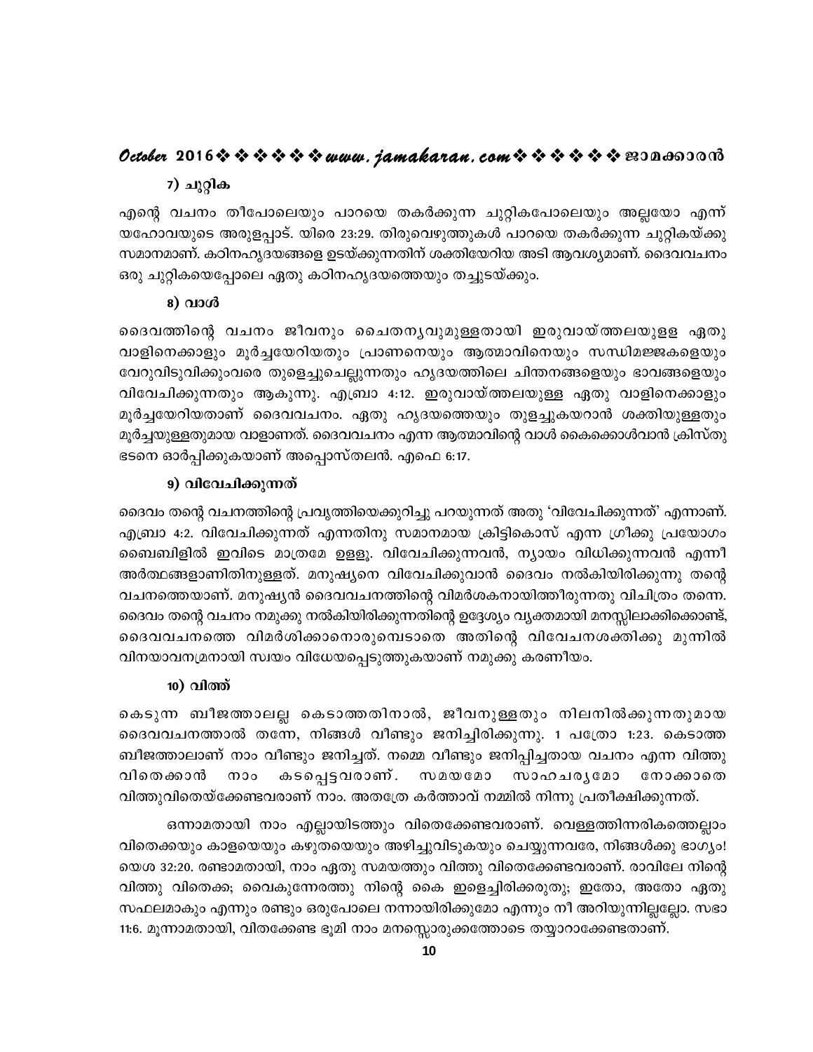### 7) ചുറ്റിക

എന്റെ വചനം തീപോലെയും പാറയെ തകർക്കുന്ന ചുറ്റികപോലെയും അല്ലയോ എന്ന് യഹോവയുടെ അരുളപ്പാട്. യിരെ 23:29. തിരുവെഴുത്തുകൾ പാറയെ തകർക്കുന്ന ചുറ്റികയ്ക്കു സമാനമാണ്. കഠിനഹൃദയങ്ങളെ ഉടയ്ക്കുന്നതിന് ശക്തിയേറിയ അടി ആവശ്യമാണ്. ദൈവവചനം ഒരു ചുറ്റികയെപ്പോലെ ഏതു കഠിനഹൃദയത്തെയും തച്ചുടയ്ക്കും.

### 8) വാൾ

ദൈവത്തിന്റെ വചനം ജീവനും ചൈതന്യവുമുള്ളതായി ഇരുവായ്ത്തലയുള്ള ഏതു വാളിനെക്കാളും മൂർച്ചയേറിയതും പ്രാണനെയും ആത്മാവിനെയും സന്ധിമജ്ജകളെയും വേറുവിടുവിക്കുംവരെ തുളെച്ചുചെല്ലുന്നതും ഹൃദയത്തിലെ ചിന്തനങ്ങളെയും ഭാവങ്ങളെയും വിവേചിക്കുന്നതും ആകുന്നു. എബ്രാ 4:12. ഇരുവായ്ത്തലയുള്ള ഏതു വാളിനെക്കാളും മൂർച്ചയേറിയതാണ് ദൈവവചനം. ഏതു ഹൃദയത്തെയും തുളച്ചുകയറാൻ ശക്തിയുള്ളതും മൂർച്ചയുള്ളതുമായ വാളാണത്. ദൈവവചനം എന്ന ആത്മാവിന്റെ വാൾ കൈക്കൊൾവാൻ ക്രിസ്തു ഭടനെ ഓർപ്പിക്കുകയാണ് അപ്പൊസ്തലൻ. എഫെ 6:17.

### 9) വിവേചിക്കുന്നത്

ദൈവം തന്റെ വചനത്തിന്റെ പ്രവൃത്തിയെക്കുറിച്ചു പറയുന്നത് അതു 'വിവേചിക്കുന്നത്' എന്നാണ്. എബ്രാ 4:2. വിവേചിക്കുന്നത് എന്നതിനു സമാനമായ ക്രിട്ടികൊസ് എന്ന ഗ്രീക്കു പ്രയോഗം ബൈബിളിൽ ഇവിടെ മാത്രമേ ഉള്ളൂ. വിവേചിക്കുന്നവൻ, ന്യായം വിധിക്കുന്നവൻ എന്നീ അർത്ഥങ്ങളാണിതിനുള്ളത്. മനുഷ്യനെ വിവേചിക്കുവാൻ ദൈവം നൽകിയിരിക്കുന്നു തന്റെ വചനത്തെയാണ്. മനുഷ്യൻ ദൈവവചനത്തിന്റെ വിമർശകനായിത്തീരുന്നതു വിചിത്രം തന്നെ. ദൈവം തന്റെ വചനം നമുക്കു നൽകിയിരിക്കുന്നതിന്റെ ഉദ്ദേശ്യം വ്യക്തമായി മനസ്സിലാക്കിക്കൊണ്ട്, ദൈവവചനത്തെ വിമർശിക്കാനൊരുമ്പെടാതെ അതിന്റെ വിവേചനശക്തിക്കു മുന്നിൽ വിനയാവനമ്രനായി സ്വയം വിധേയപ്പെടുത്തുകയാണ് നമുക്കു കരണീയം.

### 10) വിത്ത്

കെടുന്ന ബീജത്താലല്ല കെടാത്തതിനാൽ, ജീവനുള്ളതും നിലനിൽക്കുന്നതുമായ ദൈവവചനത്താൽ തന്നേ, നിങ്ങൾ വീണ്ടും ജനിച്ചിരിക്കുന്നു. 1 പത്രൊ 1:23. കെടാത്ത ബീജത്താലാണ് നാം വീണ്ടും ജനിച്ചത്. നമ്മെ വീണ്ടും ജനിപ്പിച്ചതായ വചനം എന്ന വിത്തു വിതെക്കാൻ നാം കടപ്പെട്ടവരാണ്. സമയമോ സാഹചര്യമോ നോക്കാതെ വിത്തുവിതെയ്ക്കേണ്ടവരാണ് നാം. അതത്രേ കർത്താവ് നമ്മിൽ നിന്നു പ്രതീക്ഷിക്കുന്നത്.

ഒന്നാമതായി നാം എല്ലായിടത്തും വിതെക്കേണ്ടവരാണ്. വെള്ളത്തിന്നരികത്തെല്ലാം വിതെക്കയും കാളയെയും കഴുതയെയും അഴിച്ചുവിടുകയും ചെയ്യുന്നവരേ, നിങ്ങൾക്കു ഭാഗ്യം! യെശ 32:20. രണ്ടാമതായി, നാം ഏതു സമയത്തും വിത്തു വിതെക്കേണ്ടവരാണ്. രാവിലേ നിന്റെ വിത്തു വിതെക്ക; വൈകുന്നേരത്തു നിന്റെ കൈ ഇളെച്ചിരിക്കരുതു; ഇതോ, അതോ ഏതു സഫലമാകും എന്നും രണ്ടും ഒരുപോലെ നന്നായിരിക്കുമോ എന്നും നീ അറിയുന്നില്ലല്ലോ. സഭാ 11:6. മൂന്നാമതായി, വിതക്കേണ്ട ഭൂമി നാം മനസ്സൊരുക്കത്തോടെ തയ്യാറാക്കേണ്ടതാണ്.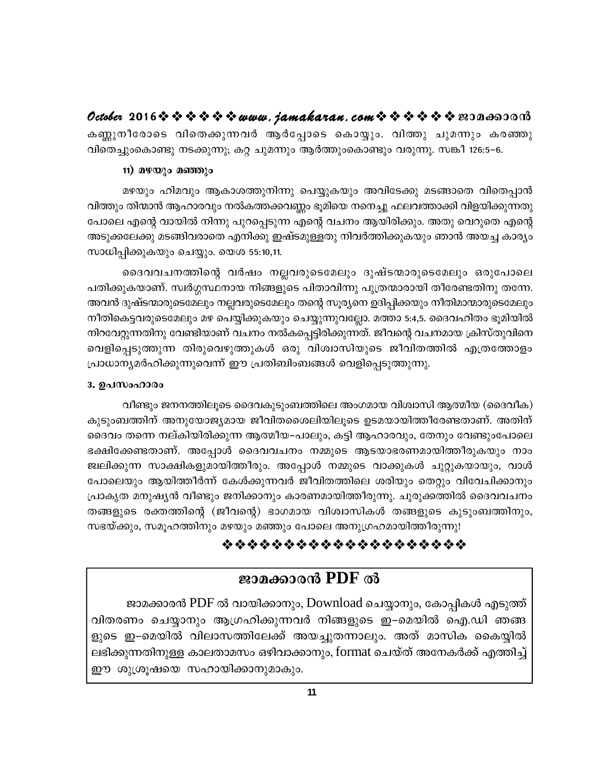കണ്ണുനീരോടെ വിതെക്കുന്നവർ ആർപ്പോടെ കൊയ്യും. വിത്തു ചുമന്നും കരഞ്ഞു വിതെച്ചുംകൊണ്ടു നടക്കുന്നു; കറ്റ ചുമന്നും ആർത്തുംകൊണ്ടും വരുന്നു. സങ്കീ 126:5-6.

#### 11) മഴയും മഞ്ഞും

മഴയും ഹിമവും ആകാശത്തുനിന്നു പെയ്യുകയും അവിടേക്കു മടങ്ങാതെ വിതെപ്പാൻ വിത്തും തിന്മാൻ ആഹാരവും നൽകത്തക്കവണ്ണം ഭൂമിയെ നനെച്ചു ഫലവത്താക്കി വിളയിക്കുന്നതു പോലെ എന്റെ വായിൽ നിന്നു പുറപ്പെടുന്ന എന്റെ വചനം ആയിരിക്കും. അതു വെറുതെ എന്റെ അടുക്കലേക്കു മടങ്ങിവരാതെ എനിക്കു ഇഷ്ടമുള്ളതു നിവർത്തിക്കുകയും ഞാൻ അയച്ച കാര്യം സാധിപ്പിക്കുകയും ചെയ്യും. യെശ 55:10,11.

ദൈവവചനത്തിന്റെ വർഷം നല്ലവരുടെമേലും ദുഷ്ടന്മാരുടെമേലും ഒരുപോലെ പതിക്കുകയാണ്. സ്വർഗ്ഗസ്ഥനായ നിങ്ങളുടെ പിതാവിന്നു പുത്രന്മാരായി തീരേണ്ടതിനു തന്നേ. അവൻ ദുഷ്ടന്മാരുടെമേലും നല്ലവരുടെമേലും തന്റെ സൂര്യനെ ഉദിപ്പിക്കയും നീതിമാന്മാരുടെമേലും നീതികെട്ടവരുടെമേലും മഴ പെയ്യിക്കുകയും ചെയ്യുന്നുവല്ലോ. മത്താ 5:4,5. ദൈവഹിതം ഭൂമിയിൽ നിറവേറ്റുന്നതിനു വേണ്ടിയാണ് വചനം നൽകപ്പെട്ടിരിക്കുന്നത്. ജീവന്റെ വചനമായ ക്രിസ്തുവിനെ വെളിപ്പെടുത്തുന്ന തിരുവെഴുത്തുകൾ ഒരു വിശ്വാസിയുടെ ജീവിതത്തിൽ എത്രത്തോളം പ്രാധാന്യമർഹിക്കുന്നുവെന്ന് ഈ പ്രതിബിംബങ്ങൾ വെളിപ്പെടുത്തുന്നു.

#### 3. ഉപസംഹാരം

വീണ്ടും ജനനത്തിലൂടെ ദൈവകുടുംബത്തിലെ അംഗമായ വിശ്വാസി ആത്മീയ (ദൈവീക) കുടുംബത്തിന് അനുയോജ്യമായ ജീവിതശൈലിയിലൂടെ ഉടമയായിത്തീരേണ്ടതാണ്. അതിന് ദൈവം തന്നെ നല്കിയിരിക്കുന്ന ആത്മീയ-പാലും, കട്ടി ആഹാരവും, തേനും വേണ്ടുംപോലെ ഭക്ഷിക്കേണ്ടതാണ്. അപ്പോൾ ദൈവവചനം നമ്മുടെ ആടയാഭരണമായിത്തീരുകയും നാം ജ്വലിക്കുന്ന സാക്ഷികളുമായിത്തീരും. അപ്പോൾ നമ്മുടെ വാക്കുകൾ ചുറ്റുകയായും, വാൾ പോലെയും ആയിത്തീർന്ന് കേൾക്കുന്നവർ ജീവിതത്തിലെ ശരിയും തെറ്റും വിവേചിക്കാനും പ്രാകൃത മനുഷ്യൻ വീണ്ടും ജനിക്കാനും കാരണമായിത്തീരുന്നു. ചുരുക്കത്തിൽ ദൈവവചനം തങ്ങളുടെ രക്തത്തിന്റെ (ജീവന്റെ) ഭാഗമായ വിശ്വാസികൾ തങ്ങളുടെ കുടുംബത്തിനും, സഭയ്ക്കും, സമൂഹത്തിനും മഴയും മഞ്ഞും പോലെ അനുഗ്രഹമായിത്തീരുന്നു!

❖❖❖❖❖❖❖❖❖❖❖❖❖❖❖❖❖❖❖❖❖

## ജാമക്കാരൻ PDF ൽ

ജാമക്കാരൻ PDF ൽ വായിക്കാനും, Download ചെയ്യാനും, കോപ്പികൾ എടുത്ത് വിതരണം ചെയ്യാനും ആഗ്രഹിക്കുന്നവർ നിങ്ങളുടെ ഇ-മെയിൽ ഐ.ഡി ഞങ്ങളുടെ ഇ-മെയിൽ വിലാസത്തിലേക്ക് അയച്ചുതന്നാലും. അത് മാസിക കൈയ്യിൽ ലഭിക്കുന്നതിനുള്ള കാലതാമസം ഒഴിവാക്കാനും, format ചെയ്ത് അനേകർക്ക് എത്തിച്ച് ഈ ശുശ്രൂഷയെ സഹായിക്കാനുമാകും.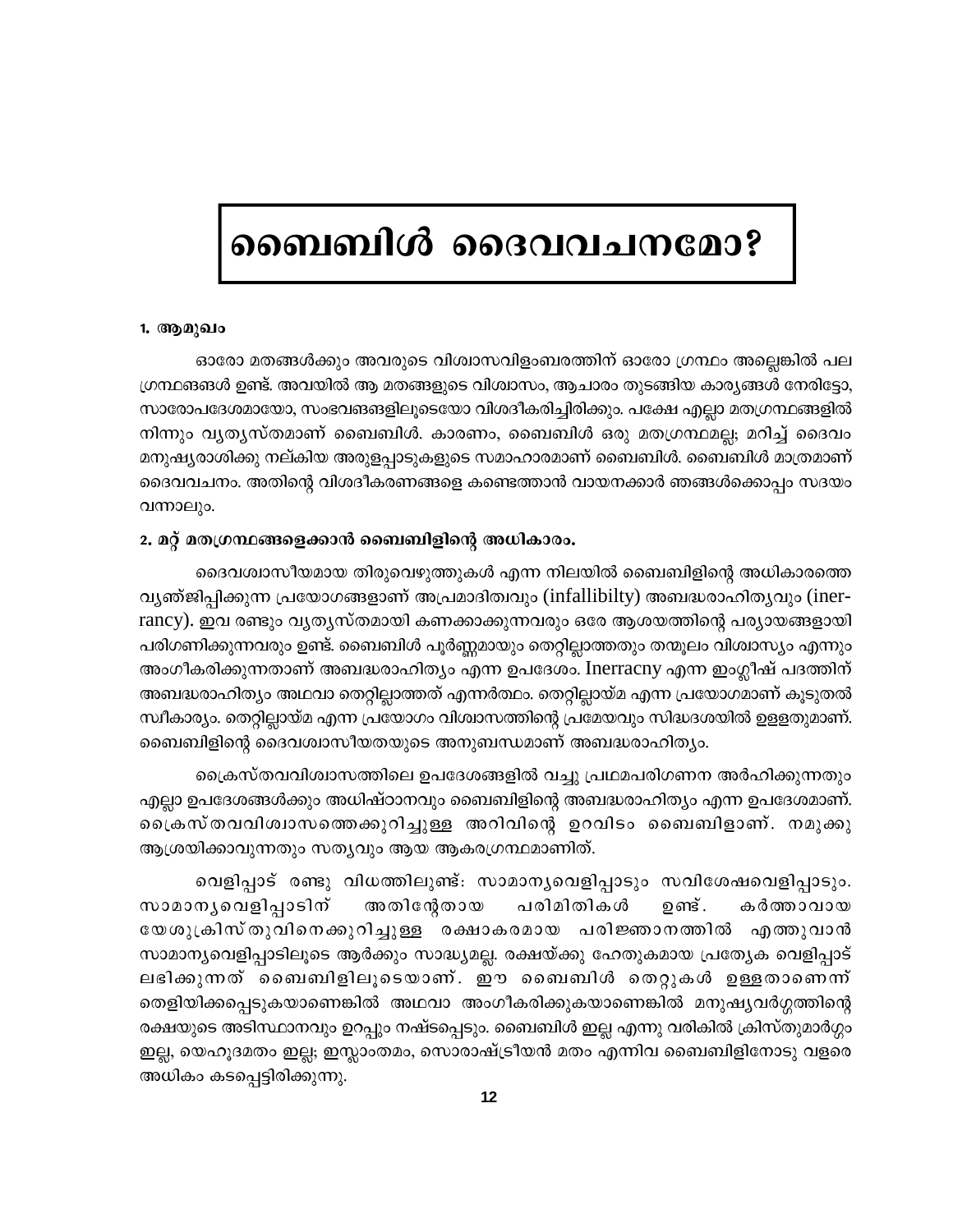# ബൈബിൾ ദൈവവചനമോ?

**1. ആമുഖം**

ഓരോ മതങ്ങൾക്കും അവരുടെ വിശ്വാസവിളംബരത്തിന് ഓരോ ഗ്രന്ഥം അല്ലെങ്കിൽ പല ഗ്രന്ഥങ്ങൾ ഉണ്ട്. അവയിൽ ആ മതങ്ങളുടെ വിശ്വാസം, ആചാരം തുടങ്ങിയ കാര്യങ്ങൾ നേരിട്ടോ, സാരോപദേശമായോ, സംഭവങ്ങളിലൂടെയോ വിശദീകരിച്ചിരിക്കും. പക്ഷേ എല്ലാ മതഗ്രന്ഥങ്ങളിൽ നിന്നും വ്യത്യസ്തമാണ് ബൈബിൾ. കാരണം, ബൈബിൾ ഒരു മതഗ്രന്ഥമല്ല; മറിച്ച് ദൈവം മനുഷ്യരാശിക്കു നല്കിയ അരുളപ്പാടുകളുടെ സമാഹാരമാണ് ബൈബിൾ. ബൈബിൾ മാത്രമാണ് ദൈവവചനം. അതിന്റെ വിശദീകരണങ്ങളെ കണ്ടെത്താൻ വായനക്കാർ ഞങ്ങൾക്കൊപ്പം സദയം വന്നാലും.

**2. മറ്റ് മതഗ്രന്ഥങ്ങളെക്കാൻ ബൈബിളിന്റെ അധികാരം.**

ദൈവശ്വാസീയമായ തിരുവെഴുത്തുകൾ എന്ന നിലയിൽ ബൈബിളിന്റെ അധികാരത്തെ വ്യഞ്ജിപ്പിക്കുന്ന പ്രയോഗങ്ങളാണ് അപ്രമാദിത്വവും (infallibilty) അബദ്ധരാഹിത്യവും (inerrancy). ഇവ രണ്ടും വ്യത്യസ്തമായി കണക്കാക്കുന്നവരും ഒരേ ആശയത്തിന്റെ പര്യായങ്ങളായി പരിഗണിക്കുന്നവരും ഉണ്ട്. ബൈബിൾ പൂർണ്ണമായും തെറ്റില്ലാത്തതും തന്മൂലം വിശ്വാസ്യം എന്നും അംഗീകരിക്കുന്നതാണ് അബദ്ധരാഹിത്യം എന്ന ഉപദേശം. Inerracny എന്ന ഇംഗ്ലീഷ് പദത്തിന് അബദ്ധരാഹിത്യം അഥവാ തെറ്റില്ലാത്തത് എന്നർത്ഥം. തെറ്റില്ലായ്മ എന്ന പ്രയോഗമാണ് കൂടുതൽ സ്വീകാര്യം. തെറ്റില്ലായ്മ എന്ന പ്രയോഗം വിശ്വാസത്തിന്റെ പ്രമേയവും സിദ്ധദശയിൽ ഉള്ളതുമാണ്. ബൈബിളിന്റെ ദൈവശ്വാസീയതയുടെ അനുബന്ധമാണ് അബദ്ധരാഹിത്യം.

ക്രൈസ്തവവിശ്വാസത്തിലെ ഉപദേശങ്ങളിൽ വച്ചു പ്രഥമപരിഗണന അർഹിക്കുന്നതും എല്ലാ ഉപദേശങ്ങൾക്കും അധിഷ്ഠാനവും ബൈബിളിന്റെ അബദ്ധരാഹിത്യം എന്ന ഉപദേശമാണ്. ക്രൈസ്തവവിശ്വാസത്തെക്കുറിച്ചുള്ള അറിവിന്റെ ഉറവിടം ബൈബിളാണ്. നമുക്കു ആശ്രയിക്കാവുന്നതും സത്യവും ആയ ആകരഗ്രന്ഥമാണിത്.

വെളിപ്പാട് രണ്ടു വിധത്തിലുണ്ട്: സാമാന്യവെളിപ്പാടും സവിശേഷവെളിപ്പാടും. സാമാന്യവെളിപ്പാടിന് അതിന്റേതായ പരിമിതികൾ ഉണ്ട്. കർത്താവായ യേശുക്രിസ്തുവിനെക്കുറിച്ചുള്ള രക്ഷാകരമായ പരിജ്ഞാനത്തിൽ എത്തുവാൻ സാമാന്യവെളിപ്പാടിലൂടെ ആർക്കും സാദ്ധ്യമല്ല. രക്ഷയ്ക്കു ഹേതുകമായ പ്രത്യേക വെളിപ്പാട് ലഭിക്കുന്നത് ബൈബിളിലൂടെയാണ്. ഈ ബൈബിൾ തെറ്റുകൾ ഉള്ളതാണെന്ന് തെളിയിക്കപ്പെടുകയാണെങ്കിൽ അഥവാ അംഗീകരിക്കുകയാണെങ്കിൽ മനുഷ്യവർഗ്ഗത്തിന്റെ രക്ഷയുടെ അടിസ്ഥാനവും ഉറപ്പും നഷ്ടപ്പെടും. ബൈബിൾ ഇല്ല എന്നു വരികിൽ ക്രിസ്തുമാർഗ്ഗം ഇല്ല, യെഹൂദമതം ഇല്ല; ഇസ്ലാംതമം, സൊരാഷ്ട്രീയൻ മതം എന്നിവ ബൈബിളിനോടു വളരെ അധികം കടപ്പെട്ടിരിക്കുന്നു.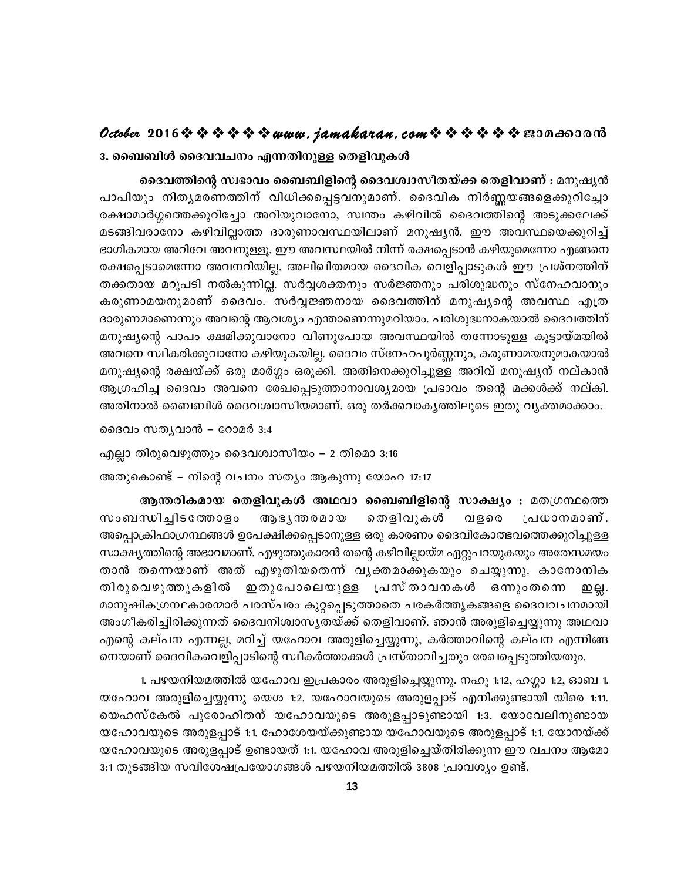### 3. ബൈബിൾ ദൈവവചനം എന്നതിനുള്ള തെളിവുകൾ

**ദൈവത്തിന്റെ സ്വഭാവം ബൈബിളിന്റെ ദൈവശ്വാസീതയ്ക്ക തെളിവാണ് :** മനുഷ്യൻ പാപിയും നിത്യമരണത്തിന് വിധിക്കപ്പെട്ടവനുമാണ്. ദൈവിക നിർണ്ണയങ്ങളെക്കുറിച്ചോ രക്ഷാമാർഗ്ഗത്തെക്കുറിച്ചോ അറിയുവാനോ, സ്വന്തം കഴിവിൽ ദൈവത്തിന്റെ അടുക്കലേക്ക് മടങ്ങിവരാനോ കഴിവില്ലാത്ത ദാരുണാവസ്ഥയിലാണ് മനുഷ്യൻ. ഈ അവസ്ഥയെക്കുറിച്ച് ഭാഗികമായ അറിവേ അവനുള്ളൂ. ഈ അവസ്ഥയിൽ നിന്ന് രക്ഷപ്പെടാൻ കഴിയുമെന്നോ എങ്ങനെ രക്ഷപ്പെടാമെന്നോ അവനറിയില്ല. അലിഖിതമായ ദൈവിക വെളിപ്പാടുകൾ ഈ പ്രശ്നത്തിന് തക്കതായ മറുപടി നൽകുന്നില്ല. സർവ്വശക്തനും സർജ്ഞനും പരിശുദ്ധനും സ്നേഹവാനും കരുണാമയനുമാണ് ദൈവം. സർവ്വജ്ഞനായ ദൈവത്തിന് മനുഷ്യന്റെ അവസ്ഥ എത്ര ദാരുണമാണെന്നും അവന്റെ ആവശ്യം എന്താണെന്നുമറിയാം. പരിശുദ്ധനാകയാൽ ദൈവത്തിന് മനുഷ്യന്റെ പാപം ക്ഷമിക്കുവാനോ വീണുപോയ അവസ്ഥയിൽ തന്നോടുള്ള കൂട്ടായ്മയിൽ അവനെ സ്വീകരിക്കുവാനോ കഴിയുകയില്ല. ദൈവം സ്നേഹപൂർണ്ണനും, കരുണാമയനുമാകയാൽ മനുഷ്യന്റെ രക്ഷയ്ക്ക് ഒരു മാർഗ്ഗം ഒരുക്കി. അതിനെക്കുറിച്ചുള്ള അറിവ് മനുഷ്യന് നല്കാൻ ആഗ്രഹിച്ച ദൈവം അവനെ രേഖപ്പെടുത്താനാവശ്യമായ പ്രഭാവം തന്റെ മക്കൾക്ക് നല്കി. അതിനാൽ ബൈബിൾ ദൈവശ്വാസീയമാണ്. ഒരു തർക്കവാക്യത്തിലൂടെ ഇതു വ്യക്തമാക്കാം.

ദൈവം സത്യവാൻ – റോമർ 3:4

എല്ലാ തിരുവെഴുത്തും ദൈവശ്വാസീയം – 2 തിമൊ 3:16

അതുകൊണ്ട് – നിന്റെ വചനം സത്യം ആകുന്നു യോഹ 17:17

**ആന്തരികമായ തെളിവുകൾ അഥവാ ബൈബിളിന്റെ സാക്ഷ്യം :** മതഗ്രന്ഥത്തെ സംബന്ധിച്ചിടത്തോളം ആഭ്യന്തരമായ തെളിവുകൾ വളരെ പ്രധാനമാണ്. അപ്പൊക്രിഫാഗ്രന്ഥങ്ങൾ ഉപേക്ഷിക്കപ്പെടാനുള്ള ഒരു കാരണം ദൈവികോത്ഭവത്തെക്കുറിച്ചുള്ള സാക്ഷ്യത്തിന്റെ അഭാവമാണ്. എഴുത്തുകാരൻ തന്റെ കഴിവില്ലായ്മ ഏറ്റുപറയുകയും അതേസമയം താൻ തന്നെയാണ് അത് എഴുതിയതെന്ന് വ്യക്തമാക്കുകയും ചെയ്യുന്നു. കാനോനിക തിരുവെഴുത്തുകളിൽ ഇതുപോലെയുള്ള പ്രസ്താവനകൾ ഒന്നുംതന്നെ ഇല്ല. മാനുഷികഗ്രന്ഥകാരന്മാർ പരസ്പരം കുറ്റപ്പെടുത്താതെ പരകർത്തൃകങ്ങളെ ദൈവവചനമായി അംഗീകരിച്ചിരിക്കുന്നത് ദൈവനിശ്വാസ്യതയ്ക്ക് തെളിവാണ്. ഞാൻ അരുളിച്ചെയ്യുന്നു അഥവാ എന്റെ കല്പന എന്നല്ല, മറിച്ച് യഹോവ അരുളിച്ചെയ്യുന്നു, കർത്താവിന്റെ കല്പന എന്നിങ്ങനെയാണ് ദൈവികവെളിപ്പാടിന്റെ സ്വീകർത്താക്കൾ പ്രസ്താവിച്ചതും രേഖപ്പെടുത്തിയതും.

1. പഴയനിയമത്തിൽ യഹോവ ഇപ്രകാരം അരുളിച്ചെയ്യുന്നു. നഹൂ 1:12, ഹഗ്ഗാ 1:2, ഓബ 1. യഹോവ അരുളിച്ചെയ്യുന്നു യെശ 1:2. യഹോവയുടെ അരുളപ്പാട് എനിക്കുണ്ടായി യിരെ 1:11. യെഹസ്കേൽ പുരോഹിതന് യഹോവയുടെ അരുളപ്പാടുണ്ടായി 1:3. യോവേലിനുണ്ടായ യഹോവയുടെ അരുളപ്പാട് 1:1. ഹോശേയയ്ക്കുണ്ടായ യഹോവയുടെ അരുളപ്പാട് 1:1. യോനയ്ക്ക് യഹോവയുടെ അരുളപ്പാട് ഉണ്ടായത് 1:1. യഹോവ അരുളിച്ചെയ്തിരിക്കുന്ന ഈ വചനം ആമോ 3:1 തുടങ്ങിയ സവിശേഷപ്രയോഗങ്ങൾ പഴയനിയമത്തിൽ 3808 പ്രാവശ്യം ഉണ്ട്.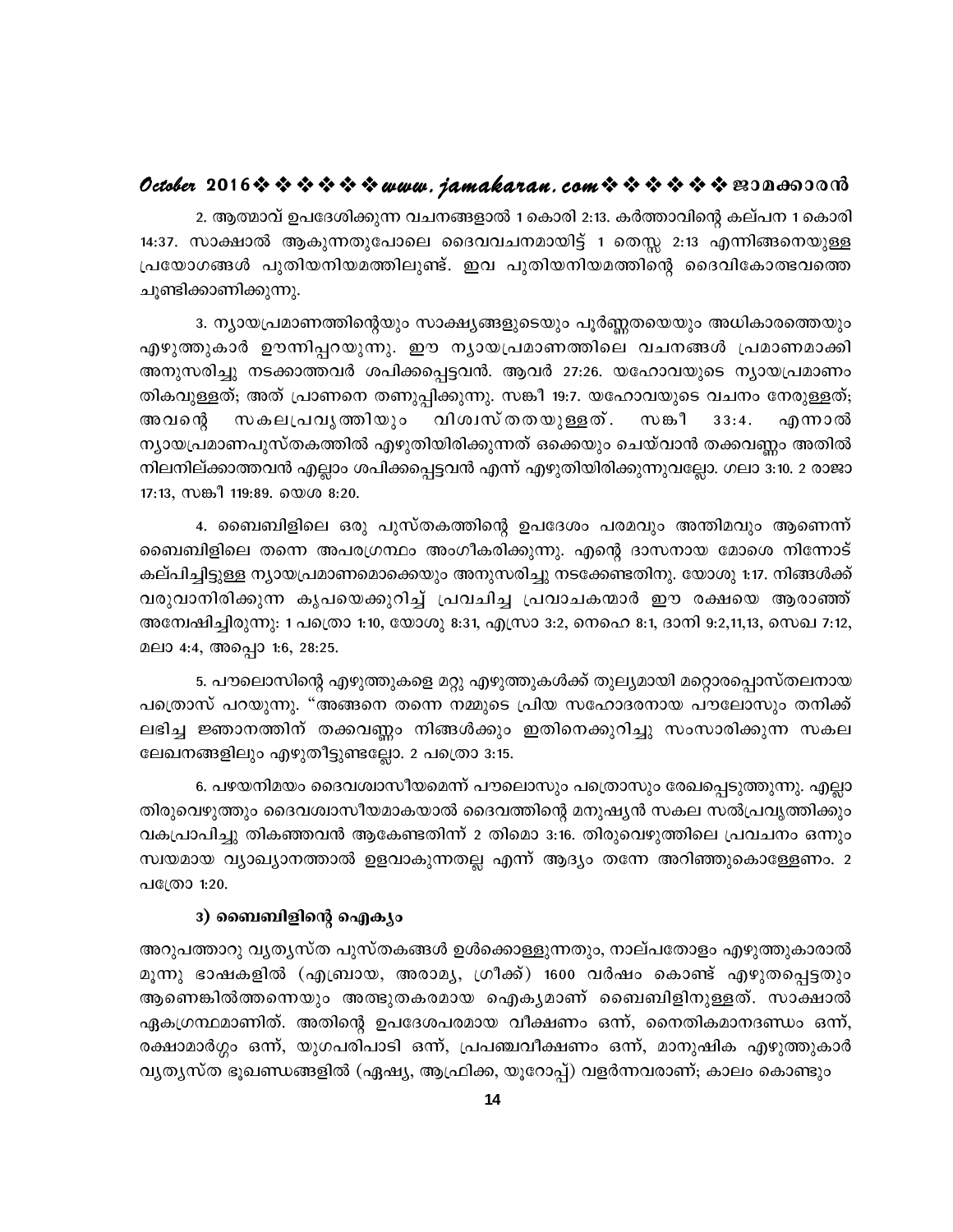2. ആത്മാവ് ഉപദേശിക്കുന്ന വചനങ്ങളാൽ 1 കൊരി 2:13. കർത്താവിന്റെ കല്പന 1 കൊരി 14:37. സാക്ഷാൽ ആകുന്നതുപോലെ ദൈവവചനമായിട്ട് 1 തെസ്സ 2:13 എന്നിങ്ങനെയുള്ള പ്രയോഗങ്ങൾ പുതിയനിയമത്തിലുണ്ട്. ഇവ പുതിയനിയമത്തിന്റെ ദൈവികോത്ഭവത്തെ ചൂണ്ടിക്കാണിക്കുന്നു.

3. ന്യായപ്രമാണത്തിന്റെയും സാക്ഷ്യങ്ങളുടെയും പൂർണ്ണതയെയും അധികാരത്തെയും എഴുത്തുകാർ ഊന്നിപ്പറയുന്നു. ഈ ന്യായപ്രമാണത്തിലെ വചനങ്ങൾ പ്രമാണമാക്കി അനുസരിച്ചു നടക്കാത്തവർ ശപിക്കപ്പെട്ടവൻ. ആവർ 27:26. യഹോവയുടെ ന്യായപ്രമാണം തികവുള്ളത്; അത് പ്രാണനെ തണുപ്പിക്കുന്നു. സങ്കീ 19:7. യഹോവയുടെ വചനം നേരുള്ളത്; അവന്റെ സകലപ്രവൃത്തിയും വിശ്വസ്തതയുള്ളത്. സങ്കീ 33:4. എന്നാൽ ന്യായപ്രമാണപുസ്തകത്തിൽ എഴുതിയിരിക്കുന്നത് ഒക്കെയും ചെയ്‌വാൻ തക്കവണ്ണം അതിൽ നിലനില്ക്കാത്തവൻ എല്ലാം ശപിക്കപ്പെട്ടവൻ എന്ന് എഴുതിയിരിക്കുന്നുവല്ലോ. ഗലാ 3:10. 2 രാജാ 17:13, സങ്കീ 119:89. യെശ 8:20.

4. ബൈബിളിലെ ഒരു പുസ്തകത്തിന്റെ ഉപദേശം പരമവും അന്തിമവും ആണെന്ന് ബൈബിളിലെ തന്നെ അപരഗ്രന്ഥം അംഗീകരിക്കുന്നു. എന്റെ ദാസനായ മോശെ നിന്നോട് കല്പിച്ചിട്ടുള്ള ന്യായപ്രമാണമൊക്കെയും അനുസരിച്ചു നടക്കേണ്ടതിനു. യോശു 1:17. നിങ്ങൾക്ക് വരുവാനിരിക്കുന്ന കൃപയെക്കുറിച്ച് പ്രവചിച്ച പ്രവാചകന്മാർ ഈ രക്ഷയെ ആരാഞ്ഞ് അന്വേഷിച്ചിരുന്നു: 1 പത്രൊ 1:10, യോശു 8:31, എസ്രാ 3:2, നെഹെ 8:1, ദാനി 9:2,11,13, സെഖ 7:12, മലാ 4:4, അപ്പൊ 1:6, 28:25.

5. പൗലൊസിന്റെ എഴുത്തുകളെ മറ്റു എഴുത്തുകൾക്ക് തുല്യമായി മറ്റൊരപ്പൊസ്തലനായ പത്രൊസ് പറയുന്നു. "അങ്ങനെ തന്നെ നമ്മുടെ പ്രിയ സഹോദരനായ പൗലോസും തനിക്ക് ലഭിച്ച ജ്ഞാനത്തിന് തക്കവണ്ണം നിങ്ങൾക്കും ഇതിനെക്കുറിച്ചു സംസാരിക്കുന്ന സകല ലേഖനങ്ങളിലും എഴുതീട്ടുണ്ടല്ലോ. 2 പത്രൊ 3:15.

6. പഴയനിമയം ദൈവശ്വാസീയമെന്ന് പൗലൊസും പത്രൊസും രേഖപ്പെടുത്തുന്നു. എല്ലാ തിരുവെഴുത്തും ദൈവശ്വാസീയമാകയാൽ ദൈവത്തിന്റെ മനുഷ്യൻ സകല സൽപ്രവൃത്തിക്കും വകപ്രാപിച്ചു തികഞ്ഞവൻ ആകേണ്ടതിന്ന് 2 തിമൊ 3:16. തിരുവെഴുത്തിലെ പ്രവചനം ഒന്നും സ്വയമായ വ്യാഖ്യാനത്താൽ ഉളവാകുന്നതല്ല എന്ന് ആദ്യം തന്നേ അറിഞ്ഞുകൊള്ളേണം. 2 പത്രൊ 1:20.

### 3) ബൈബിളിന്റെ ഐക്യം

അറുപത്താറു വ്യത്യസ്ത പുസ്തകങ്ങൾ ഉൾക്കൊള്ളുന്നതും, നാല്പതോളം എഴുത്തുകാരാൽ മൂന്നു ഭാഷകളിൽ (എബ്രായ, അരാമ്യ, ഗ്രീക്ക്) 1600 വർഷം കൊണ്ട് എഴുതപ്പെട്ടതും ആണെങ്കിൽത്തന്നെയും അത്ഭുതകരമായ ഐക്യമാണ് ബൈബിളിനുള്ളത്. സാക്ഷാൽ ഏകഗ്രന്ഥമാണിത്. അതിന്റെ ഉപദേശപരമായ വീക്ഷണം ഒന്ന്, നൈതികമാനദണ്ഡം ഒന്ന്, രക്ഷാമാർഗ്ഗം ഒന്ന്, യുഗപരിപാടി ഒന്ന്, പ്രപഞ്ചവീക്ഷണം ഒന്ന്, മാനുഷിക എഴുത്തുകാർ വ്യത്യസ്ത ഭൂഖണ്ഡങ്ങളിൽ (ഏഷ്യ, ആഫ്രിക്ക, യൂറോപ്പ്) വളർന്നവരാണ്; കാലം കൊണ്ടും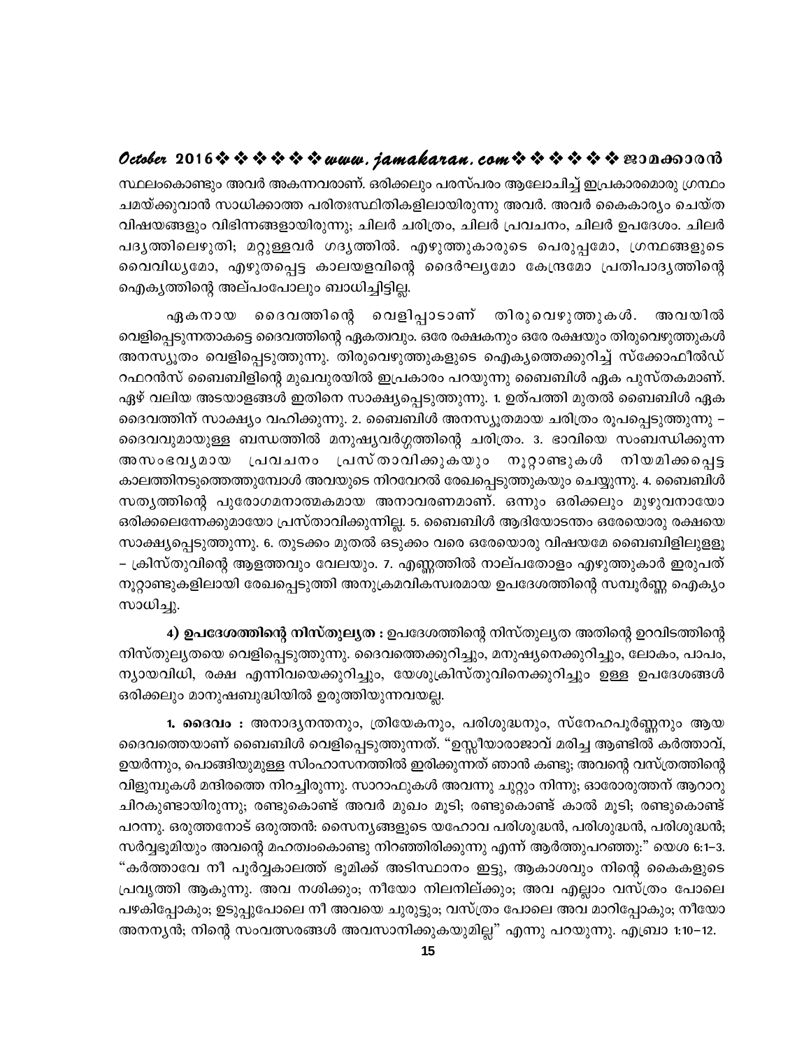സ്ഥലംകൊണ്ടും അവർ അകന്നവരാണ്. ഒരിക്കലും പരസ്പരം ആലോചിച്ച് ഇപ്രകാരമൊരു ഗ്രന്ഥം ചമയ്ക്കുവാൻ സാധിക്കാത്ത പരിതഃസ്ഥിതികളിലായിരുന്നു അവർ. അവർ കൈകാര്യം ചെയ്ത വിഷയങ്ങളും വിഭിന്നങ്ങളായിരുന്നു; ചിലർ ചരിത്രം, ചിലർ പ്രവചനം, ചിലർ ഉപദേശം. ചിലർ പദ്യത്തിലെഴുതി; മറ്റുള്ളവർ ഗദ്യത്തിൽ. എഴുത്തുകാരുടെ പെരുപ്പമോ, ഗ്രന്ഥങ്ങളുടെ വൈവിധ്യമോ, എഴുതപ്പെട്ട കാലയളവിന്റെ ദൈർഘ്യമോ കേന്ദ്രമോ പ്രതിപാദ്യത്തിന്റെ ഐക്യത്തിന്റെ അല്പംപോലും ബാധിച്ചിട്ടില്ല.

ഏകനായ ദൈവത്തിന്റെ വെളിപ്പാടാണ് തിരുവെഴുത്തുകൾ. അവയിൽ വെളിപ്പെടുന്നതാകട്ടെ ദൈവത്തിന്റെ ഏകത്വവും. ഒരേ രക്ഷകനും ഒരേ രക്ഷയും തിരുവെഴുത്തുകൾ അനസ്യൂതം വെളിപ്പെടുത്തുന്നു. തിരുവെഴുത്തുകളുടെ ഐക്യത്തെക്കുറിച്ച് സ്ക്കോഫീൽഡ് റഫറൻസ് ബൈബിളിന്റെ മുഖവുരയിൽ ഇപ്രകാരം പറയുന്നു ബൈബിൾ ഏക പുസ്തകമാണ്. ഏഴ് വലിയ അടയാളങ്ങൾ ഇതിനെ സാക്ഷ്യപ്പെടുത്തുന്നു. 1. ഉത്പത്തി മുതൽ ബൈബിൾ ഏക ദൈവത്തിന് സാക്ഷ്യം വഹിക്കുന്നു. 2. ബൈബിൾ അനസ്യൂതമായ ചരിത്രം രൂപപ്പെടുത്തുന്നു – ദൈവവുമായുള്ള ബന്ധത്തിൽ മനുഷ്യവർഗ്ഗത്തിന്റെ ചരിത്രം. 3. ഭാവിയെ സംബന്ധിക്കുന്ന അസംഭവ്യമായ പ്രവചനം പ്രസ്താവിക്കുകയും നൂറ്റാണ്ടുകൾ നിയമിക്കപ്പെട്ട കാലത്തിനടുത്തെത്തുമ്പോൾ അവയുടെ നിറവേറൽ രേഖപ്പെടുത്തുകയും ചെയ്യുന്നു. 4. ബൈബിൾ സത്യത്തിന്റെ പുരോഗമനാത്മകമായ അനാവരണമാണ്. ഒന്നും ഒരിക്കലും മുഴുവനായോ ഒരിക്കലെന്നേക്കുമായോ പ്രസ്താവിക്കുന്നില്ല. 5. ബൈബിൾ ആദിയോടന്തം ഒരേയൊരു രക്ഷയെ സാക്ഷ്യപ്പെടുത്തുന്നു. 6. തുടക്കം മുതൽ ഒടുക്കം വരെ ഒരേയൊരു വിഷയമേ ബൈബിളിലുള്ളൂ – ക്രിസ്തുവിന്റെ ആളത്തവും വേലയും. 7. എണ്ണത്തിൽ നാല്പതോളം എഴുത്തുകാർ ഇരുപത് നൂറ്റാണ്ടുകളിലായി രേഖപ്പെടുത്തി അനുക്രമവികസ്വരമായ ഉപദേശത്തിന്റെ സമ്പൂർണ്ണ ഐക്യം സാധിച്ചു.

**4) ഉപദേശത്തിന്റെ നിസ്തുല്യത :** ഉപദേശത്തിന്റെ നിസ്തുല്യത അതിന്റെ ഉറവിടത്തിന്റെ നിസ്തുല്യതയെ വെളിപ്പെടുത്തുന്നു. ദൈവത്തെക്കുറിച്ചും, മനുഷ്യനെക്കുറിച്ചും, ലോകം, പാപം, ന്യായവിധി, രക്ഷ എന്നിവയെക്കുറിച്ചും, യേശുക്രിസ്തുവിനെക്കുറിച്ചും ഉള്ള ഉപദേശങ്ങൾ ഒരിക്കലും മാനുഷബുദ്ധിയിൽ ഉരുത്തിയുന്നവയല്ല.

**1. ദൈവം :** അനാദ്യനന്തനും, ത്രിയേകനും, പരിശുദ്ധനും, സ്നേഹപൂർണ്ണനും ആയ ദൈവത്തെയാണ് ബൈബിൾ വെളിപ്പെടുത്തുന്നത്. “ഉസ്സീയാരാജാവ് മരിച്ച ആണ്ടിൽ കർത്താവ്, ഉയർന്നും, പൊങ്ങിയുമുള്ള സിംഹാസനത്തിൽ ഇരിക്കുന്നത് ഞാൻ കണ്ടു; അവന്റെ വസ്ത്രത്തിന്റെ വിളുമ്പുകൾ മന്ദിരത്തെ നിറച്ചിരുന്നു. സാറാഫുകൾ അവന്നു ചുറ്റും നിന്നു; ഓരോരുത്തന് ആറാറു ചിറകുണ്ടായിരുന്നു; രണ്ടുകൊണ്ട് അവർ മുഖം മൂടി; രണ്ടുകൊണ്ട് കാൽ മൂടി; രണ്ടുകൊണ്ട് പറന്നു. ഒരുത്തനോട് ഒരുത്തൻ: സൈന്യങ്ങളുടെ യഹോവ പരിശുദ്ധൻ, പരിശുദ്ധൻ, പരിശുദ്ധൻ; സർവ്വഭൂമിയും അവന്റെ മഹത്വംകൊണ്ടു നിറഞ്ഞിരിക്കുന്നു എന്ന് ആർത്തുപറഞ്ഞു:” യെശ 6:1–3. “കർത്താവേ നീ പൂർവ്വകാലത്ത് ഭൂമിക്ക് അടിസ്ഥാനം ഇട്ടു, ആകാശവും നിന്റെ കൈകളുടെ പ്രവൃത്തി ആകുന്നു. അവ നശിക്കും; നീയോ നിലനില്ക്കും; അവ എല്ലാം വസ്ത്രം പോലെ പഴകിപ്പോകും; ഉടുപ്പുപോലെ നീ അവയെ ചുരുട്ടും; വസ്ത്രം പോലെ അവ മാറിപ്പോകും; നീയോ അനന്യൻ; നിന്റെ സംവത്സരങ്ങൾ അവസാനിക്കുകയുമില്ല” എന്നു പറയുന്നു. എബ്രാ 1:10–12.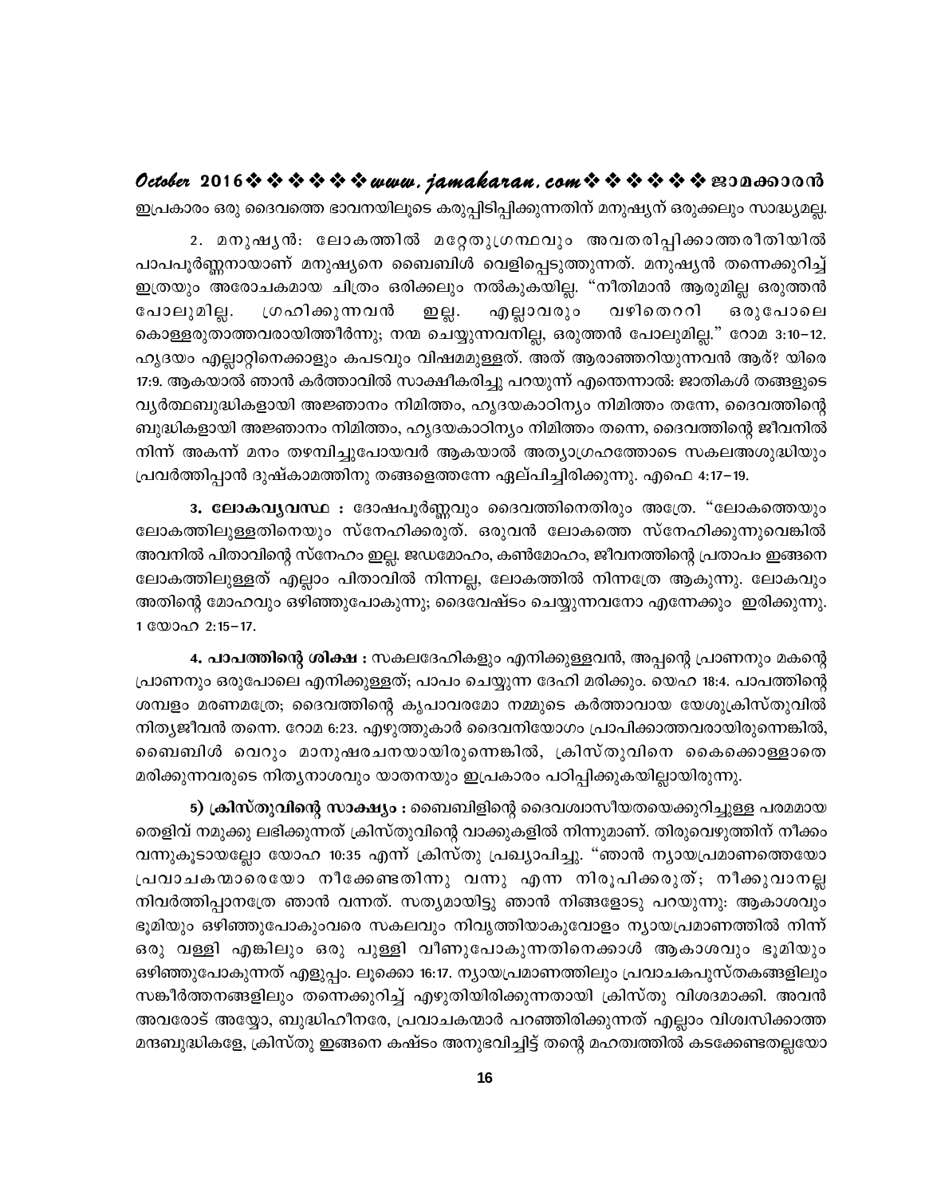ഇപ്രകാരം ഒരു ദൈവത്തെ ഭാവനയിലൂടെ കരുപ്പിടിപ്പിക്കുന്നതിന് മനുഷ്യന് ഒരുക്കലും സാദ്ധ്യമല്ല.

2. മനുഷ്യൻ: ലോകത്തിൽ മറ്റേതുഗ്രന്ഥവും അവതരിപ്പിക്കാത്തരീതിയിൽ പാപപൂർണ്ണനായാണ് മനുഷ്യനെ ബൈബിൾ വെളിപ്പെടുത്തുന്നത്. മനുഷ്യൻ തന്നെക്കുറിച്ച് ഇത്രയും അരോചകമായ ചിത്രം ഒരിക്കലും നൽകുകയില്ല. "നീതിമാൻ ആരുമില്ല ഒരുത്തൻ പോലുമില്ല. ഗ്രഹിക്കുന്നവൻ ഇല്ല. എല്ലാവരും വഴിതെററി ഒരുപോലെ കൊള്ളരുതാത്തവരായിത്തീർന്നു; നന്മ ചെയ്യുന്നവനില്ല, ഒരുത്തൻ പോലുമില്ല." റോമ 3:10–12. ഹൃദയം എല്ലാറ്റിനെക്കാളും കപടവും വിഷമമുള്ളത്. അത് ആരാഞ്ഞറിയുന്നവൻ ആര്? യിരെ 17:9. ആകയാൽ ഞാൻ കർത്താവിൽ സാക്ഷീകരിച്ചു പറയുന്ന് എന്തെന്നാൽ: ജാതികൾ തങ്ങളുടെ വ്യർത്ഥബുദ്ധികളായി അജ്ഞാനം നിമിത്തം, ഹൃദയകാഠിന്യം നിമിത്തം തന്നേ, ദൈവത്തിന്റെ ബുദ്ധികളായി അജ്ഞാനം നിമിത്തം, ഹൃദയകാഠിന്യം നിമിത്തം തന്നെ, ദൈവത്തിന്റെ ജീവനിൽ നിന്ന് അകന്ന് മനം തഴമ്പിച്ചുപോയവർ ആകയാൽ അത്യാഗ്രഹത്തോടെ സകലഅശുദ്ധിയും പ്രവർത്തിപ്പാൻ ദുഷ്കാമത്തിനു തങ്ങളെത്തന്നേ ഏല്പിച്ചിരിക്കുന്നു. എഫെ 4:17–19.

**3. ലോകവ്യവസ്ഥ :** ദോഷപൂർണ്ണവും ദൈവത്തിനെതിരും അത്രേ. "ലോകത്തെയും ലോകത്തിലുള്ളതിനെയും സ്നേഹിക്കരുത്. ഒരുവൻ ലോകത്തെ സ്നേഹിക്കുന്നുവെങ്കിൽ അവനിൽ പിതാവിന്റെ സ്നേഹം ഇല്ല. ജഡമോഹം, കൺമോഹം, ജീവനത്തിന്റെ പ്രതാപം ഇങ്ങനെ ലോകത്തിലുള്ളത് എല്ലാം പിതാവിൽ നിന്നല്ല, ലോകത്തിൽ നിന്നത്രേ ആകുന്നു. ലോകവും അതിന്റെ മോഹവും ഒഴിഞ്ഞുപോകുന്നു; ദൈവേഷ്ടം ചെയ്യുന്നവനോ എന്നേക്കും ഇരിക്കുന്നു. 1 യോഹ 2:15–17.

**4. പാപത്തിന്റെ ശിക്ഷ :** സകലദേഹികളും എനിക്കുള്ളവൻ, അപ്പന്റെ പ്രാണനും മകന്റെ പ്രാണനും ഒരുപോലെ എനിക്കുള്ളത്; പാപം ചെയ്യുന്ന ദേഹി മരിക്കും. യെഹ 18:4. പാപത്തിന്റെ ശമ്പളം മരണമത്രേ; ദൈവത്തിന്റെ കൃപാവരമോ നമ്മുടെ കർത്താവായ യേശുക്രിസ്തുവിൽ നിത്യജീവൻ തന്നെ. റോമ 6:23. എഴുത്തുകാർ ദൈവനിയോഗം പ്രാപിക്കാത്തവരായിരുന്നെങ്കിൽ, ബൈബിൾ വെറും മാനുഷരചനയായിരുന്നെങ്കിൽ, ക്രിസ്തുവിനെ കൈക്കൊള്ളാതെ മരിക്കുന്നവരുടെ നിത്യനാശവും യാതനയും ഇപ്രകാരം പഠിപ്പിക്കുകയില്ലായിരുന്നു.

**5) ക്രിസ്തുവിന്റെ സാക്ഷ്യം :** ബൈബിളിന്റെ ദൈവശ്വാസീയതയെക്കുറിച്ചുള്ള പരമമായ തെളിവ് നമുക്കു ലഭിക്കുന്നത് ക്രിസ്തുവിന്റെ വാക്കുകളിൽ നിന്നുമാണ്. തിരുവെഴുത്തിന് നീക്കം വന്നുകൂടായല്ലോ യോഹ 10:35 എന്ന് ക്രിസ്തു പ്രഖ്യാപിച്ചു. "ഞാൻ ന്യായപ്രമാണത്തെയോ പ്രവാചകന്മാരെയോ നീക്കേണ്ടതിന്നു വന്നു എന്ന നിരൂപിക്കരുത്; നീക്കുവാനല്ല നിവർത്തിപ്പാനത്രേ ഞാൻ വന്നത്. സത്യമായിട്ടു ഞാൻ നിങ്ങളോടു പറയുന്നു: ആകാശവും ഭൂമിയും ഒഴിഞ്ഞുപോകുംവരെ സകലവും നിവൃത്തിയാകുവോളം ന്യായപ്രമാണത്തിൽ നിന്ന് ഒരു വള്ളി എങ്കിലും ഒരു പുള്ളി വീണുപോകുന്നതിനെക്കാൾ ആകാശവും ഭൂമിയും ഒഴിഞ്ഞുപോകുന്നത് എളുപ്പം. ലൂക്കൊ 16:17. ന്യായപ്രമാണത്തിലും പ്രവാചകപുസ്തകങ്ങളിലും സങ്കീർത്തനങ്ങളിലും തന്നെക്കുറിച്ച് എഴുതിയിരിക്കുന്നതായി ക്രിസ്തു വിശദമാക്കി. അവൻ അവരോട് അയ്യോ, ബുദ്ധിഹീനരേ, പ്രവാചകന്മാർ പറഞ്ഞിരിക്കുന്നത് എല്ലാം വിശ്വസിക്കാത്ത മന്ദബുദ്ധികളേ, ക്രിസ്തു ഇങ്ങനെ കഷ്ടം അനുഭവിച്ചിട്ട് തന്റെ മഹത്വത്തിൽ കടക്കേണ്ടതല്ലയോ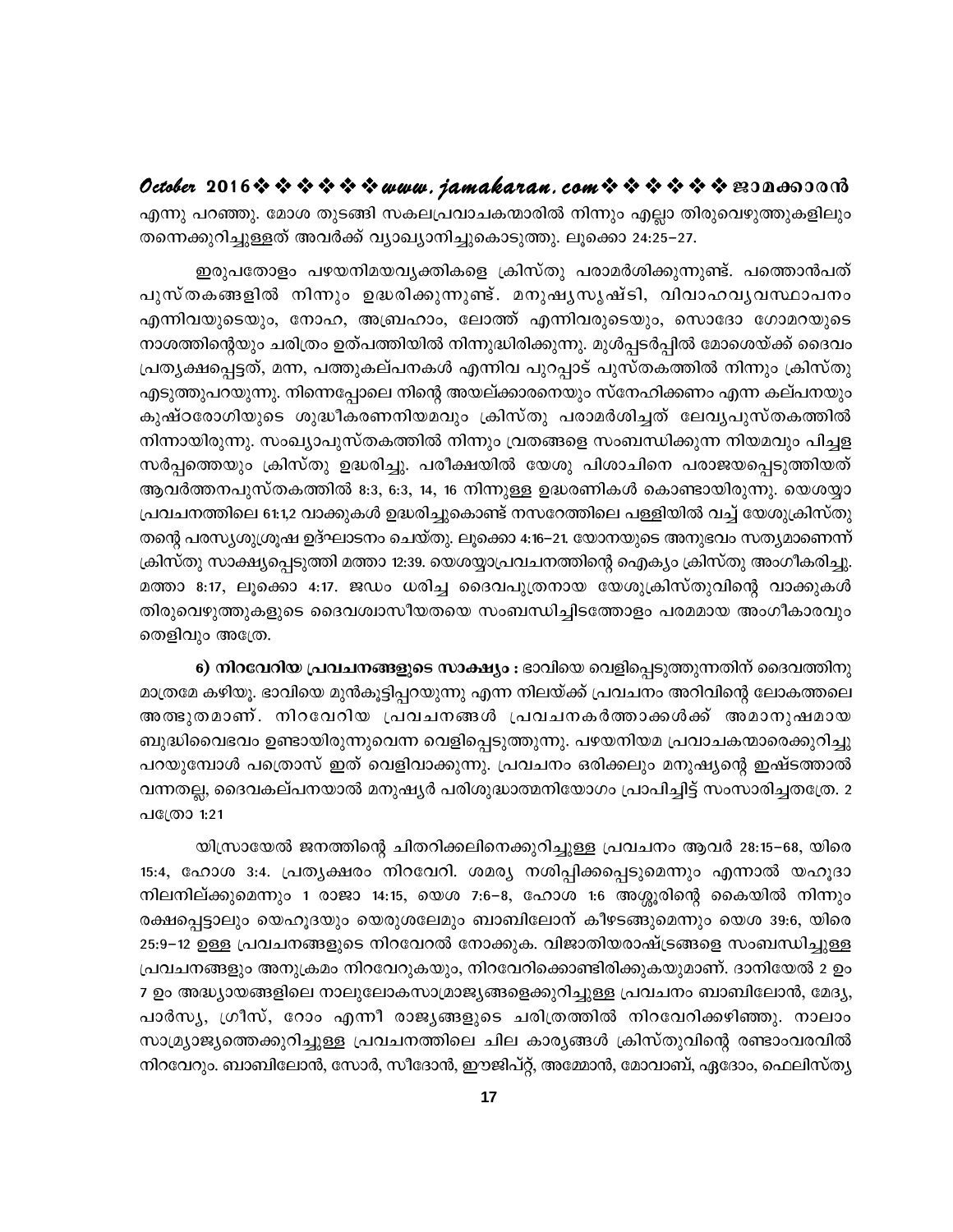എന്നു പറഞ്ഞു. മോശ തുടങ്ങി സകലപ്രവാചകന്മാരിൽ നിന്നും എല്ലാ തിരുവെഴുത്തുകളിലും തന്നെക്കുറിച്ചുള്ളത് അവർക്ക് വ്യാഖ്യാനിച്ചുകൊടുത്തു. ലൂക്കൊ 24:25–27.

ഇരുപതോളം പഴയനിമയവ്യക്തികളെ ക്രിസ്തു പരാമർശിക്കുന്നുണ്ട്. പത്തൊൻപത് പുസ്തകങ്ങളിൽ നിന്നും ഉദ്ധരിക്കുന്നുണ്ട്. മനുഷ്യസൃഷ്ടി, വിവാഹവ്യവസ്ഥാപനം എന്നിവയുടെയും, നോഹ, അബ്രഹാം, ലോത്ത് എന്നിവരുടെയും, സൊദോ ഗോമറയുടെ നാശത്തിന്റെയും ചരിത്രം ഉത്പത്തിയിൽ നിന്നുദ്ധരിക്കുന്നു. മുൾപ്പടർപ്പിൽ മോശെയ്ക്ക് ദൈവം പ്രത്യക്ഷപ്പെട്ടത്, മന്ന, പത്തുകല്പനകൾ എന്നിവ പുറപ്പാട് പുസ്തകത്തിൽ നിന്നും ക്രിസ്തു എടുത്തുപറയുന്നു. നിന്നെപ്പോലെ നിന്റെ അയല്ക്കാരനെയും സ്നേഹിക്കണം എന്ന കല്പനയും കുഷ്ഠരോഗിയുടെ ശുദ്ധീകരണനിയമവും ക്രിസ്തു പരാമർശിച്ചത് ലേവ്യപുസ്തകത്തിൽ നിന്നായിരുന്നു. സംഖ്യാപുസ്തകത്തിൽ നിന്നും വ്രതങ്ങളെ സംബന്ധിക്കുന്ന നിയമവും പിച്ചള സർപ്പത്തെയും ക്രിസ്തു ഉദ്ധരിച്ചു. പരീക്ഷയിൽ യേശു പിശാചിനെ പരാജയപ്പെടുത്തിയത് ആവർത്തനപുസ്തകത്തിൽ 8:3, 6:3, 14, 16 നിന്നുള്ള ഉദ്ധരണികൾ കൊണ്ടായിരുന്നു. യെശയ്യാ പ്രവചനത്തിലെ 61:1,2 വാക്കുകൾ ഉദ്ധരിച്ചുകൊണ്ട് നസറേത്തിലെ പള്ളിയിൽ വച്ച് യേശുക്രിസ്തു തന്റെ പരസ്യശുശ്രൂഷ ഉദ്ഘാടനം ചെയ്തു. ലൂക്കൊ 4:16–21. യോനയുടെ അനുഭവം സത്യമാണെന്ന് ക്രിസ്തു സാക്ഷ്യപ്പെടുത്തി മത്താ 12:39. യെശയ്യാപ്രവചനത്തിന്റെ ഐക്യം ക്രിസ്തു അംഗീകരിച്ചു. മത്താ 8:17, ലൂക്കൊ 4:17. ജഡം ധരിച്ച ദൈവപുത്രനായ യേശുക്രിസ്തുവിന്റെ വാക്കുകൾ തിരുവെഴുത്തുകളുടെ ദൈവശ്വാസീയതയെ സംബന്ധിച്ചിടത്തോളം പരമമായ അംഗീകാരവും തെളിവും അത്രേ.

**6) നിറവേറിയ പ്രവചനങ്ങളുടെ സാക്ഷ്യം :** ഭാവിയെ വെളിപ്പെടുത്തുന്നതിന് ദൈവത്തിനു മാത്രമേ കഴിയൂ. ഭാവിയെ മുൻകൂട്ടിപ്പറയുന്നു എന്ന നിലയ്ക്ക് പ്രവചനം അറിവിന്റെ ലോകത്തലെ അത്ഭുതമാണ്. നിറവേറിയ പ്രവചനങ്ങൾ പ്രവചനകർത്താക്കൾക്ക് അമാനുഷമായ ബുദ്ധിവൈഭവം ഉണ്ടായിരുന്നുവെന്ന വെളിപ്പെടുത്തുന്നു. പഴയനിയമ പ്രവാചകന്മാരെക്കുറിച്ചു പറയുമ്പോൾ പത്രൊസ് ഇത് വെളിവാക്കുന്നു. പ്രവചനം ഒരിക്കലും മനുഷ്യന്റെ ഇഷ്ടത്താൽ വന്നതല്ല, ദൈവകല്പനയാൽ മനുഷ്യർ പരിശുദ്ധാത്മനിയോഗം പ്രാപിച്ചിട്ട് സംസാരിച്ചതത്രേ. 2 പത്രോ 1:21

യിസ്രായേൽ ജനത്തിന്റെ ചിതറിക്കലിനെക്കുറിച്ചുള്ള പ്രവചനം ആവർ 28:15–68, യിരെ 15:4, ഹോശ 3:4. പ്രത്യക്ഷരം നിറവേറി. ശമര്യ നശിപ്പിക്കപ്പെടുമെന്നും എന്നാൽ യഹൂദാ നിലനില്ക്കുമെന്നും 1 രാജാ 14:15, യെശ 7:6–8, ഹോശ 1:6 അശ്ശൂരിന്റെ കൈയിൽ നിന്നും രക്ഷപ്പെട്ടാലും യെഹൂദയും യെരുശലേമും ബാബിലോന് കീഴടങ്ങുമെന്നും യെശ 39:6, യിരെ 25:9–12 ഉള്ള പ്രവചനങ്ങളുടെ നിറവേറൽ നോക്കുക. വിജാതിയരാഷ്ട്രങ്ങളെ സംബന്ധിച്ചുള്ള പ്രവചനങ്ങളും അനുക്രമം നിറവേറുകയും, നിറവേറിക്കൊണ്ടിരിക്കുകയുമാണ്. ദാനിയേൽ 2 ഉം 7 ഉം അദ്ധ്യായങ്ങളിലെ നാലുലോകസാമ്രാജ്യങ്ങളെക്കുറിച്ചുള്ള പ്രവചനം ബാബിലോൻ, മേദ്യ, പാർസ്യ, ഗ്രീസ്, റോം എന്നീ രാജ്യങ്ങളുടെ ചരിത്രത്തിൽ നിറവേറിക്കഴിഞ്ഞു. നാലാം സാമ്രാജ്യത്തെക്കുറിച്ചുള്ള പ്രവചനത്തിലെ ചില കാര്യങ്ങൾ ക്രിസ്തുവിന്റെ രണ്ടാംവരവിൽ നിറവേറും. ബാബിലോൻ, സോർ, സീദോൻ, ഈജിപ്റ്റ്, അമ്മോൻ, മോവാബ്, ഏദോം, ഫെലിസ്ത്യ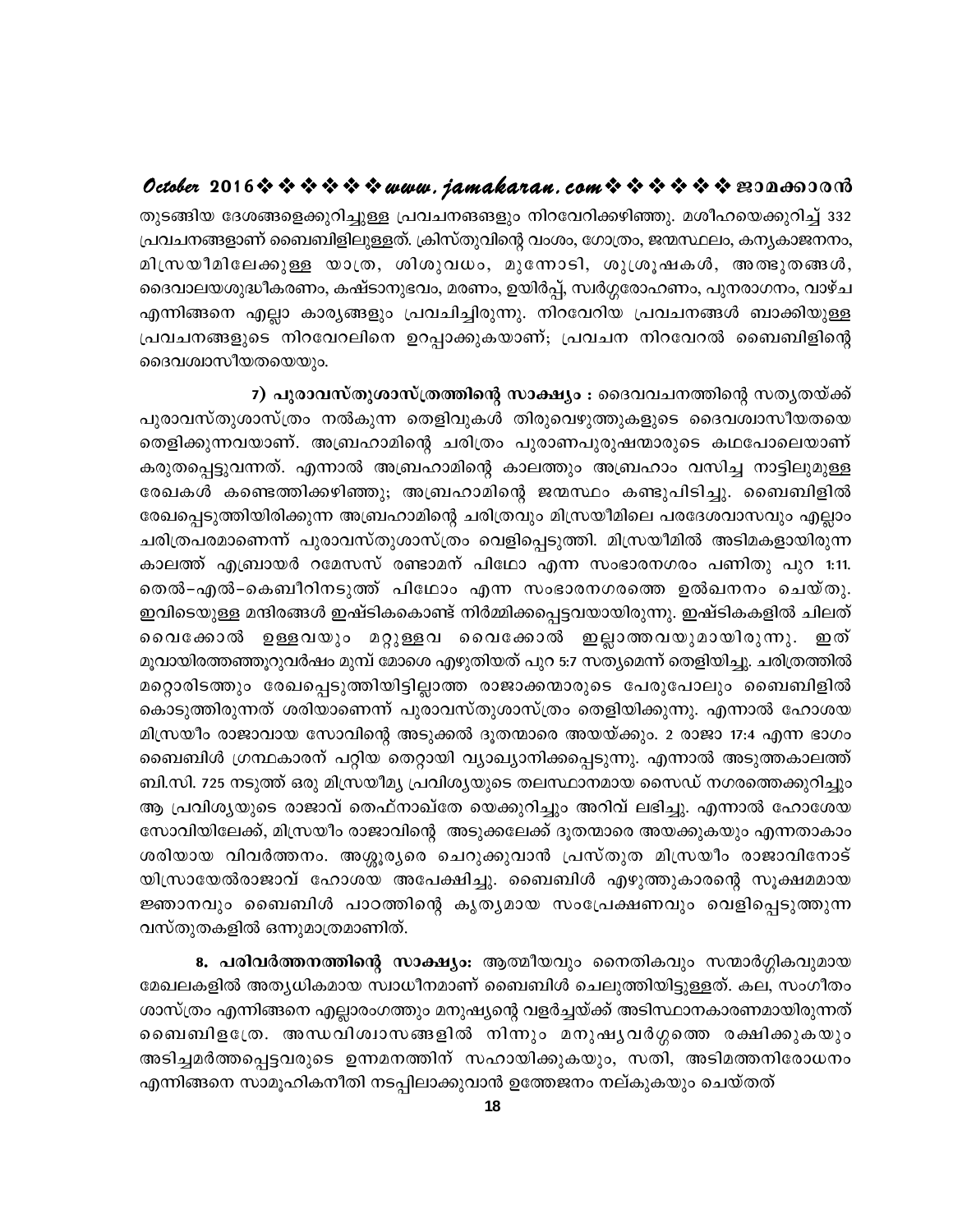തുടങ്ങിയ ദേശങ്ങളെക്കുറിച്ചുള്ള പ്രവചനങ്ങളും നിറവേറിക്കഴിഞ്ഞു. മശീഹയെക്കുറിച്ച് 332 പ്രവചനങ്ങളാണ് ബൈബിളിലുള്ളത്. ക്രിസ്തുവിന്റെ വംശം, ഗോത്രം, ജന്മസ്ഥലം, കന്യകാജനനം, മിസ്രയീമിലേക്കുള്ള യാത്ര, ശിശുവധം, മുന്നോടി, ശുശ്രൂഷകൾ, അത്ഭുതങ്ങൾ, ദൈവാലയശുദ്ധീകരണം, കഷ്ടാനുഭവം, മരണം, ഉയിർപ്പ്, സ്വർഗ്ഗാരോഹണം, പുനരാഗമനം, വാഴ്ച എന്നിങ്ങനെ എല്ലാ കാര്യങ്ങളും പ്രവചിച്ചിരുന്നു. നിറവേറിയ പ്രവചനങ്ങൾ ബാക്കിയുള്ള പ്രവചനങ്ങളുടെ നിറവേറലിനെ ഉറപ്പാക്കുകയാണ്; പ്രവചന നിറവേറൽ ബൈബിളിന്റെ ദൈവശ്വാസീയതയെയും.

**7) പുരാവസ്തുശാസ്ത്രത്തിന്റെ സാക്ഷ്യം :** ദൈവവചനത്തിന്റെ സത്യതയ്ക്ക് പുരാവസ്തുശാസ്ത്രം നൽകുന്ന തെളിവുകൾ തിരുവെഴുത്തുകളുടെ ദൈവശ്വാസീയതയെ തെളിക്കുന്നവയാണ്. അബ്രഹാമിന്റെ ചരിത്രം പുരാണപുരുഷന്മാരുടെ കഥപോലെയാണ് കരുതപ്പെട്ടുവന്നത്. എന്നാൽ അബ്രഹാമിന്റെ കാലത്തും അബ്രഹാം വസിച്ച നാട്ടിലുമുള്ള രേഖകൾ കണ്ടെത്തിക്കഴിഞ്ഞു; അബ്രഹാമിന്റെ ജന്മസ്ഥം കണ്ടുപിടിച്ചു. ബൈബിളിൽ രേഖപ്പെടുത്തിയിരിക്കുന്ന അബ്രഹാമിന്റെ ചരിത്രവും മിസ്രയീമിലെ പരദേശവാസവും എല്ലാം ചരിത്രപരമാണെന്ന് പുരാവസ്തുശാസ്ത്രം വെളിപ്പെടുത്തി. മിസ്രയീമിൽ അടിമകളായിരുന്ന കാലത്ത് എബ്രായർ റമേസസ് രണ്ടാമന് പിഥോം എന്ന സംഭാരനഗരം പണിതു പുറ 1:11. തെൽ-എൽ-കെബീറിനടുത്ത് പിഥോം എന്ന സംഭാരനഗരത്തെ ഉൽഖനനം ചെയ്തു. ഇവിടെയുള്ള മന്ദിരങ്ങൾ ഇഷ്ടികകൊണ്ട് നിർമ്മിക്കപ്പെട്ടവയായിരുന്നു. ഇഷ്ടികകളിൽ ചിലത് വൈക്കോൽ ഉള്ളവയും മറ്റുള്ളവ വൈക്കോൽ ഇല്ലാത്തവയുമായിരുന്നു. ഇത് മൂവായിരത്തഞ്ഞൂറുവർഷം മുമ്പ് മോശെ എഴുതിയത് പുറ 5:7 സത്യമെന്ന് തെളിയിച്ചു. ചരിത്രത്തിൽ മറ്റൊരിടത്തും രേഖപ്പെടുത്തിയിട്ടില്ലാത്ത രാജാക്കന്മാരുടെ പേരുപോലും ബൈബിളിൽ കൊടുത്തിരുന്നത് ശരിയാണെന്ന് പുരാവസ്തുശാസ്ത്രം തെളിയിക്കുന്നു. എന്നാൽ ഹോശയ മിസ്രയീം രാജാവായ സോവിന്റെ അടുക്കൽ ദൂതന്മാരെ അയയ്ക്കും. 2 രാജാ 17:4 എന്ന ഭാഗം ബൈബിൾ ഗ്രന്ഥകാരന് പറ്റിയ തെറ്റായി വ്യാഖ്യാനിക്കപ്പെടുന്നു. എന്നാൽ അടുത്തകാലത്ത് ബി.സി. 725 നടുത്ത് ഒരു മിസ്രയീമ്യ പ്രവിശ്യയുടെ തലസ്ഥാനമായ സൈഡ് നഗരത്തെക്കുറിച്ചും ആ പ്രവിശ്യയുടെ രാജാവ് തെഫ്നാഖ്തേ യെക്കുറിച്ചും അറിവ് ലഭിച്ചു. എന്നാൽ ഹോശേയ സോവിയിലേക്ക്, മിസ്രയീം രാജാവിന്റെ അടുക്കലേക്ക് ദൂതന്മാരെ അയക്കുകയും എന്നതാകാം ശരിയായ വിവർത്തനം. അശ്ശൂര്യരെ ചെറുക്കുവാൻ പ്രസ്തുത മിസ്രയീം രാജാവിനോട് യിസ്രായേൽരാജാവ് ഹോശയ അപേക്ഷിച്ചു. ബൈബിൾ എഴുത്തുകാരന്റെ സൂക്ഷ്മമായ ജ്ഞാനവും ബൈബിൾ പാഠത്തിന്റെ കൃത്യമായ സംപ്രേക്ഷണവും വെളിപ്പെടുത്തുന്ന വസ്തുതകളിൽ ഒന്നുമാത്രമാണിത്.

**8. പരിവർത്തനത്തിന്റെ സാക്ഷ്യം:** ആത്മീയവും നൈതികവും സന്മാർഗ്ഗികവുമായ മേഖലകളിൽ അത്യധികമായ സ്വാധീനമാണ് ബൈബിൾ ചെലുത്തിയിട്ടുള്ളത്. കല, സംഗീതം ശാസ്ത്രം എന്നിങ്ങനെ എല്ലാരംഗത്തും മനുഷ്യന്റെ വളർച്ചയ്ക്ക് അടിസ്ഥാനകാരണമായിരുന്നത് ബൈബിളത്രേ. അന്ധവിശ്വാസങ്ങളിൽ നിന്നും മനുഷ്യവർഗ്ഗത്തെ രക്ഷിക്കുകയും അടിച്ചമർത്തപ്പെട്ടവരുടെ ഉന്നമനത്തിന് സഹായിക്കുകയും, സതി, അടിമത്തനിരോധനം എന്നിങ്ങനെ സാമൂഹികനീതി നടപ്പിലാക്കുവാൻ ഉത്തേജനം നല്കുകയും ചെയ്തത്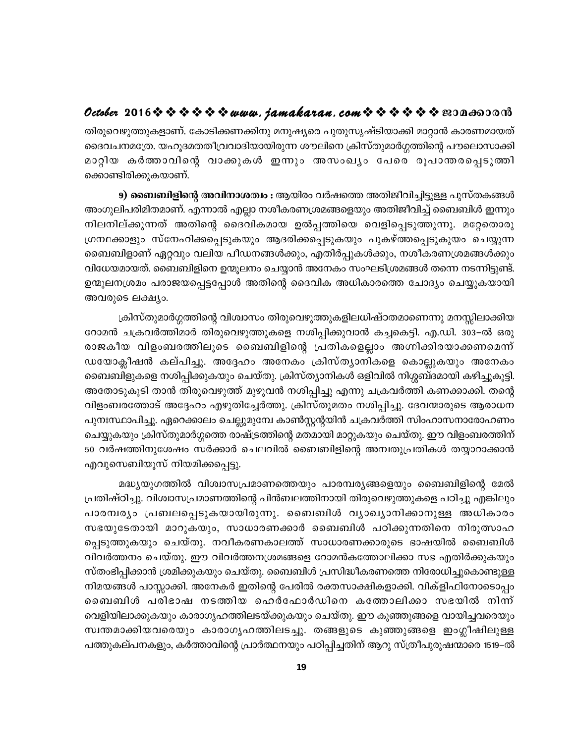തിരുവെഴുത്തുകളാണ്. കോടിക്കണക്കിനു മനുഷ്യരെ പുതുസൃഷ്ടിയാക്കി മാറ്റാൻ കാരണമായത് ദൈവചനമത്രേ. യഹൂദമതതീവ്രവാദിയായിരുന്ന ശൗലിനെ ക്രിസ്തുമാർഗ്ഗത്തിന്റെ പൗലൊസാക്കി മാറ്റിയ കർത്താവിന്റെ വാക്കുകൾ ഇന്നും അസംഖ്യം പേരെ രൂപാന്തരപ്പെടുത്തിക്കൊണ്ടിരിക്കുകയാണ്.

**9) ബൈബിളിന്റെ അവിനാശത്വം :** ആയിരം വർഷത്തെ അതിജീവിച്ചിട്ടുള്ള പുസ്തകങ്ങൾ അംഗുലിപരിമിതമാണ്. എന്നാൽ എല്ലാ നശീകരണശ്രമങ്ങളെയും അതിജീവിച്ച് ബൈബിൾ ഇന്നും നിലനില്ക്കുന്നത് അതിന്റെ ദൈവികമായ ഉൽപ്പത്തിയെ വെളിപ്പെടുത്തുന്നു. മറ്റേതൊരു ഗ്രന്ഥക്കാളും സ്നേഹിക്കപ്പെടുകയും ആദരിക്കപ്പെടുകയും പുകഴ്ത്തപ്പെടുകുയം ചെയ്യുന്ന ബൈബിളാണ് ഏറ്റവും വലിയ പീഡനങ്ങൾക്കും, എതിർപ്പുകൾക്കും, നശീകരണശ്രമങ്ങൾക്കും വിധേയമായത്. ബൈബിളിനെ ഉന്മൂലനം ചെയ്യാൻ അനേകം സംഘടിശ്രമങ്ങൾ തന്നെ നടന്നിട്ടുണ്ട്. ഉന്മൂലനശ്രമം പരാജയപ്പെട്ടപ്പോൾ അതിന്റെ ദൈവിക അധികാരത്തെ ചോദ്യം ചെയ്യുകയായി അവരുടെ ലക്ഷ്യം.

ക്രിസ്തുമാർഗ്ഗത്തിന്റെ വിശ്വാസം തിരുവെഴുത്തുകളിലധിഷ്ഠതമാണെന്നു മനസ്സിലാക്കിയ റോമൻ ചക്രവർത്തിമാർ തിരുവെഴുത്തുകളെ നശിപ്പിക്കുവാൻ കച്ചകെട്ടി. എ.ഡി. 303–ൽ ഒരു രാജകീയ വിളംബരത്തിലൂടെ ബൈബിളിന്റെ പ്രതികളെല്ലാം അഗ്നിക്കിരയാക്കണമെന്ന് ഡയോക്ലീഷൻ കല്പിച്ചു. അദ്ദേഹം അനേകം ക്രിസ്ത്യാനികളെ കൊല്ലുകയും അനേകം ബൈബിളുകളെ നശിപ്പിക്കുകയും ചെയ്തു. ക്രിസ്ത്യാനികൾ ഒളിവിൽ നിശ്ശബ്ദമായി കഴിച്ചുകൂട്ടി. അതോടുകൂടി താൻ തിരുവെഴുത്ത് മുഴുവൻ നശിപ്പിച്ചു എന്നു ചക്രവർത്തി കണക്കാക്കി. തന്റെ വിളംബരത്തോട് അദ്ദേഹം എഴുതിച്ചേർത്തു. ക്രിസ്തുമതം നശിപ്പിച്ചു. ദേവന്മാരുടെ ആരാധന പുനഃസ്ഥാപിച്ചു. ഏറെക്കാലം ചെല്ലുമുമ്പേ കാൺസ്റ്റന്റയിൻ ചക്രവർത്തി സിംഹാസനാരോഹണം ചെയ്യുകയും ക്രിസ്തുമാർഗ്ഗത്തെ രാഷ്ട്രത്തിന്റെ മതമായി മാറ്റുകയും ചെയ്തു. ഈ വിളംബരത്തിന് 50 വർഷത്തിനുശേഷം സർക്കാർ ചെലവിൽ ബൈബിളിന്റെ അമ്പതുപ്രതികൾ തയ്യാറാക്കാൻ എവുസെബിയൂസ് നിയമിക്കപ്പെട്ടു.

മദ്ധ്യയുഗത്തിൽ വിശ്വാസപ്രമാണത്തെയും പാരമ്പര്യങ്ങളെയും ബൈബിളിന്റെ മേൽ പ്രതിഷ്ഠിച്ചു. വിശ്വാസപ്രമാണത്തിന്റെ പിൻബലത്തിനായി തിരുവെഴുത്തുകളെ പഠിച്ചു എങ്കിലും പാരമ്പര്യം പ്രബലപ്പെടുകയായിരുന്നു. ബൈബിൾ വ്യാഖ്യാനിക്കാനുള്ള അധികാരം സഭയുടേതായി മാറുകയും, സാധാരണക്കാർ ബൈബിൾ പഠിക്കുന്നതിനെ നിരുത്സാഹപ്പെടുത്തുകയും ചെയ്തു. നവീകരണകാലത്ത് സാധാരണക്കാരുടെ ഭാഷയിൽ ബൈബിൾ വിവർത്തനം ചെയ്തു. ഈ വിവർത്തനശ്രമങ്ങളെ റോമൻകത്തോലിക്കാ സഭ എതിർക്കുകയും സ്തംഭിപ്പിക്കാൻ ശ്രമിക്കുകയും ചെയ്തു. ബൈബിൾ പ്രസിദ്ധീകരണത്തെ നിരോധിച്ചുകൊണ്ടുള്ള നിമയങ്ങൾ പാസ്സാക്കി. അനേകർ ഇതിന്റെ പേരിൽ രക്തസാക്ഷികളാക്കി. വിക്ളിഫിനോടൊപ്പം ബൈബിൾ പരിഭാഷ നടത്തിയ ഹെർഫോർഡിനെ കത്തോലിക്കാ സഭയിൽ നിന്ന് വെളിയിലാക്കുകയും കാരാഗൃഹത്തിലടയ്ക്കുകയും ചെയ്തു. ഈ കുഞ്ഞുങ്ങളെ വായിച്ചവരെയും സ്വന്തമാക്കിയവരെയും കാരാഗൃഹത്തിലടച്ചു. തങ്ങളുടെ കുഞ്ഞുങ്ങളെ ഇംഗ്ലീഷിലുള്ള പത്തുകല്പനകളും, കർത്താവിന്റെ പ്രാർത്ഥനയും പഠിപ്പിച്ചതിന് ആറു സ്ത്രീപുരുഷന്മാരെ 1519–ൽ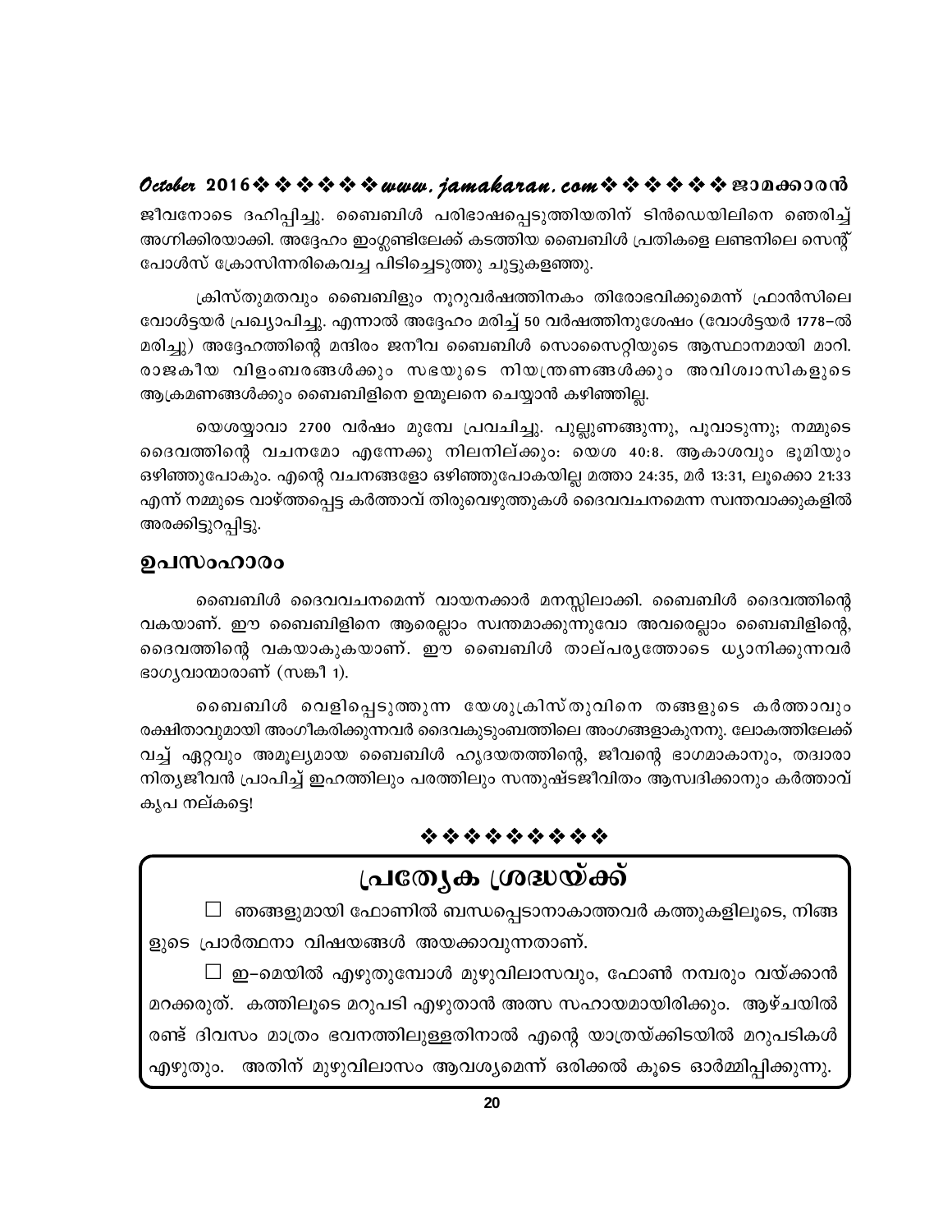ജീവനോടെ ദഹിപ്പിച്ചു. ബൈബിൾ പരിഭാഷപ്പെടുത്തിയതിന് ടിൻഡെയിലിനെ ഞെരിച്ച് അഗ്നിക്കിരയാക്കി. അദ്ദേഹം ഇംഗ്ലണ്ടിലേക്ക് കടത്തിയ ബൈബിൾ പ്രതികളെ ലണ്ടനിലെ സെന്റ് പോൾസ് ക്രോസിന്നരികെവച്ച പിടിച്ചെടുത്തു ചുട്ടുകളഞ്ഞു.

ക്രിസ്തുമതവും ബൈബിളും നൂറുവർഷത്തിനകം തിരോഭവിക്കുമെന്ന് ഫ്രാൻസിലെ വോൾട്ടയർ പ്രഖ്യാപിച്ചു. എന്നാൽ അദ്ദേഹം മരിച്ച് 50 വർഷത്തിനുശേഷം (വോൾട്ടയർ 1778–ൽ മരിച്ചു) അദ്ദേഹത്തിന്റെ മന്ദിരം ജനീവ ബൈബിൾ സൊസൈറ്റിയുടെ ആസ്ഥാനമായി മാറി. രാജകീയ വിളംബരങ്ങൾക്കും സഭയുടെ നിയന്ത്രണങ്ങൾക്കും അവിശ്വാസികളുടെ ആക്രമണങ്ങൾക്കും ബൈബിളിനെ ഉന്മൂലനം ചെയ്യാൻ കഴിഞ്ഞില്ല.

യെശയ്യാവാ 2700 വർഷം മുമ്പേ പ്രവചിച്ചു. പുല്ലുണങ്ങുന്നു, പൂവാടുന്നു; നമ്മുടെ ദൈവത്തിന്റെ വചനമോ എന്നേക്കു നിലനില്ക്കും: യെശ 40:8. ആകാശവും ഭൂമിയും ഒഴിഞ്ഞുപോകും. എന്റെ വചനങ്ങളോ ഒഴിഞ്ഞുപോകയില്ല മത്താ 24:35, മർ 13:31, ലൂക്കൊ 21:33 എന്ന് നമ്മുടെ വാഴ്ത്തപ്പെട്ട കർത്താവ് തിരുവെഴുത്തുകൾ ദൈവവചനമെന്ന സ്വന്തവാക്കുകളിൽ അരക്കിട്ടുറപ്പിട്ടു.

## ഉപസംഹാരം

ബൈബിൾ ദൈവവചനമെന്ന് വായനക്കാർ മനസ്സിലാക്കി. ബൈബിൾ ദൈവത്തിന്റെ വകയാണ്. ഈ ബൈബിളിനെ ആരെല്ലാം സ്വന്തമാക്കുന്നുവോ അവരെല്ലാം ബൈബിളിന്റെ, ദൈവത്തിന്റെ വകയാകുകയാണ്. ഈ ബൈബിൾ താല്പര്യത്തോടെ ധ്യാനിക്കുന്നവർ ഭാഗ്യവാന്മാരാണ് (സങ്കീ 1).

ബൈബിൾ വെളിപ്പെടുത്തുന്ന യേശുക്രിസ്തുവിനെ തങ്ങളുടെ കർത്താവും രക്ഷിതാവുമായി അംഗീകരിക്കുന്നവർ ദൈവകുടുംബത്തിലെ അംഗങ്ങളാകുനനു. ലോകത്തിലേക്ക് വച്ച് ഏറ്റവും അമൂല്യമായ ബൈബിൾ ഹൃദയതത്തിന്റെ, ജീവന്റെ ഭാഗമാകാനും, തദ്വാരാ നിത്യജീവൻ പ്രാപിച്ച് ഇഹത്തിലും പരത്തിലും സന്തുഷ്ടജീവിതം ആസ്വദിക്കാനും കർത്താവ് കൃപ നല്കട്ടെ!

❖❖❖❖❖❖❖❖❖

## പ്രത്യേക ശ്രദ്ധയ്ക്ക്

☐ ഞങ്ങളുമായി ഫോണിൽ ബന്ധപ്പെടാനാകാത്തവർ കത്തുകളിലൂടെ, നിങ്ങളുടെ പ്രാർത്ഥനാ വിഷയങ്ങൾ അയക്കാവുന്നതാണ്.

☐ ഇ–മെയിൽ എഴുതുമ്പോൾ മുഴുവിലാസവും, ഫോൺ നമ്പരും വയ്ക്കാൻ മറക്കരുത്. കത്തിലൂടെ മറുപടി എഴുതാൻ അത് സഹായമായിരിക്കും. ആഴ്ചയിൽ രണ്ട് ദിവസം മാത്രം ഭവനത്തിലുള്ളതിനാൽ എന്റെ യാത്രയ്ക്കിടയിൽ മറുപടികൾ എഴുതും. അതിന് മുഴുവിലാസം ആവശ്യമെന്ന് ഒരിക്കൽ കൂടെ ഓർമ്മിപ്പിക്കുന്നു.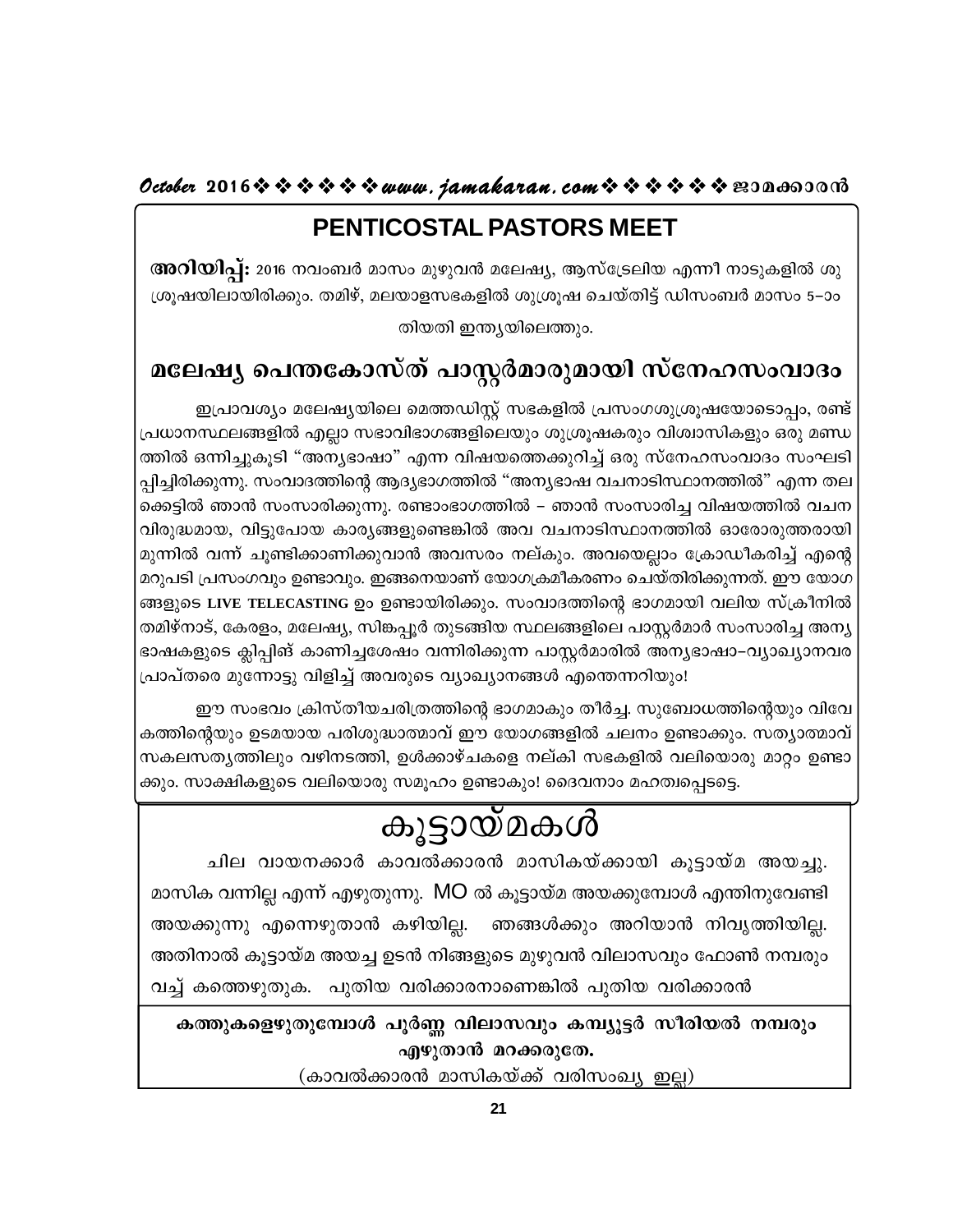## PENTICOSTAL PASTORS MEET

**അറിയിപ്പ്:** 2016 നവംബർ മാസം മുഴുവൻ മലേഷ്യ, ആസ്ട്രേലിയ എന്നീ നാടുകളിൽ ശുശ്രൂഷയിലായിരിക്കും. തമിഴ്, മലയാളസഭകളിൽ ശുശ്രൂഷ ചെയ്തിട്ട് ഡിസംബർ മാസം 5–ാം തിയതി ഇന്ത്യയിലെത്തും.

## മലേഷ്യ പെന്തകോസ്ത് പാസ്റ്റർമാരുമായി സ്നേഹസംവാദം

ഇപ്രാവശ്യം മലേഷ്യയിലെ മെത്തഡിസ്റ്റ് സഭകളിൽ പ്രസംഗശുശ്രൂഷയോടൊപ്പം, രണ്ട് പ്രധാനസ്ഥലങ്ങളിൽ എല്ലാ സഭാവിഭാഗങ്ങളിലെയും ശുശ്രൂഷകരും വിശ്വാസികളും ഒരു മണ്ഡത്തിൽ ഒന്നിച്ചുകൂടി "അന്യഭാഷാ" എന്ന വിഷയത്തെക്കുറിച്ച് ഒരു സ്നേഹസംവാദം സംഘടിപ്പിച്ചിരിക്കുന്നു. സംവാദത്തിന്റെ ആദ്യഭാഗത്തിൽ "അന്യഭാഷ വചനാടിസ്ഥാനത്തിൽ" എന്ന തലക്കെട്ടിൽ ഞാൻ സംസാരിക്കുന്നു. രണ്ടാംഭാഗത്തിൽ – ഞാൻ സംസാരിച്ച വിഷയത്തിൽ വചനവിരുദ്ധമായ, വിട്ടുപോയ കാര്യങ്ങളുണ്ടെങ്കിൽ അവ വചനാടിസ്ഥാനത്തിൽ ഓരോരുത്തരായി മുന്നിൽ വന്ന് ചൂണ്ടിക്കാണിക്കുവാൻ അവസരം നല്കും. അവയെല്ലാം ക്രോഡീകരിച്ച് എന്റെ മറുപടി പ്രസംഗവും ഉണ്ടാവും. ഇങ്ങനെയാണ് യോഗക്രമീകരണം ചെയ്തിരിക്കുന്നത്. ഈ യോഗങ്ങളുടെ LIVE TELECASTING ഉം ഉണ്ടായിരിക്കും. സംവാദത്തിന്റെ ഭാഗമായി വലിയ സ്ക്രീനിൽ തമിഴ്നാട്, കേരളം, മലേഷ്യ, സിങ്കപ്പൂർ തുടങ്ങിയ സ്ഥലങ്ങളിലെ പാസ്റ്റർമാർ സംസാരിച്ച അന്യഭാഷകളുടെ ക്ലിപ്പിങ് കാണിച്ചശേഷം വന്നിരിക്കുന്ന പാസ്റ്റർമാരിൽ അന്യഭാഷാ–വ്യാഖ്യാനവരപ്രാപ്തരെ മുന്നോട്ടു വിളിച്ച് അവരുടെ വ്യാഖ്യാനങ്ങൾ എന്തെന്നറിയും!

ഈ സംഭവം ക്രിസ്തീയചരിത്രത്തിന്റെ ഭാഗമാകും തീർച്ച. സുബോധത്തിന്റെയും വിവേകത്തിന്റെയും ഉടമയായ പരിശുദ്ധാത്മാവ് ഈ യോഗങ്ങളിൽ ചലനം ഉണ്ടാക്കും. സത്യാത്മാവ് സകലസത്യത്തിലും വഴിനടത്തി, ഉൾക്കാഴ്ചകളെ നല്കി സഭകളിൽ വലിയൊരു മാറ്റം ഉണ്ടാക്കും. സാക്ഷികളുടെ വലിയൊരു സമൂഹം ഉണ്ടാകും! ദൈവനാം മഹത്വപ്പെടട്ടെ.

# കൂട്ടായ്മകൾ

ചില വായനക്കാർ കാവൽക്കാരൻ മാസികയ്ക്കായി കൂട്ടായ്മ അയച്ചു. മാസിക വന്നില്ല എന്ന് എഴുതുന്നു. MO ൽ കൂട്ടായ്മ അയക്കുമ്പോൾ എന്തിനുവേണ്ടി അയക്കുന്നു എന്നെഴുതാൻ കഴിയില്ല. ഞങ്ങൾക്കും അറിയാൻ നിവൃത്തിയില്ല. അതിനാൽ കൂട്ടായ്മ അയച്ച ഉടൻ നിങ്ങളുടെ മുഴുവൻ വിലാസവും ഫോൺ നമ്പരും വച്ച് കത്തെഴുതുക. പുതിയ വരിക്കാരനാണെങ്കിൽ പുതിയ വരിക്കാരൻ

**കത്തുകളെഴുതുമ്പോൾ പൂർണ്ണ വിലാസവും കമ്പ്യൂട്ടർ സീരിയൽ നമ്പരും എഴുതാൻ മറക്കരുതേ.**

(കാവൽക്കാരൻ മാസികയ്ക്ക് വരിസംഖ്യ ഇല്ല)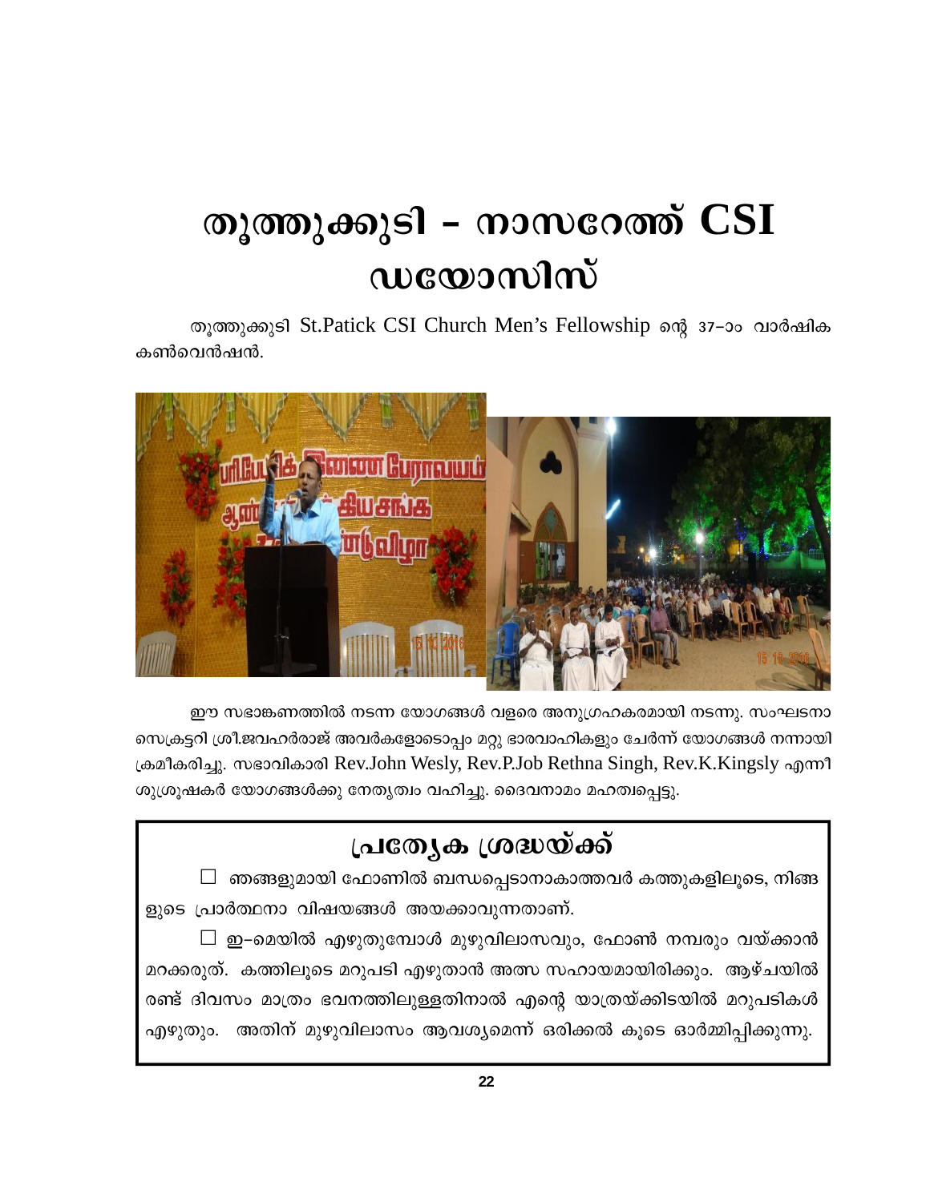# തൂത്തുക്കുടി - നാസറേത്ത് CSI ഡയോസിസ്

തൂത്തുക്കുടി St.Patick CSI Church Men's Fellowship ന്റെ 37–ാം വാർഷിക കൺവെൻഷൻ.

ഈ സഭാങ്കണത്തിൽ നടന്ന യോഗങ്ങൾ വളരെ അനുഗ്രഹകരമായി നടന്നു. സംഘടനാ സെക്രട്ടറി ശ്രീ.ജവഹർരാജ് അവർകളോടൊപ്പം മറ്റു ഭാരവാഹികളും ചേർന്ന് യോഗങ്ങൾ നന്നായി ക്രമീകരിച്ചു. സഭാവികാരി Rev.John Wesly, Rev.P.Job Rethna Singh, Rev.K.Kingsly എന്നീ ശുശ്രൂഷകർ യോഗങ്ങൾക്കു നേതൃത്വം വഹിച്ചു. ദൈവനാമം മഹത്വപ്പെട്ടു.

## പ്രത്യേക ശ്രദ്ധയ്ക്ക്

☐ ഞങ്ങളുമായി ഫോണിൽ ബന്ധപ്പെടാനാകാത്തവർ കത്തുകളിലൂടെ, നിങ്ങളുടെ പ്രാർത്ഥനാ വിഷയങ്ങൾ അയക്കാവുന്നതാണ്.

☐ ഇ–മെയിൽ എഴുതുമ്പോൾ മുഴുവിലാസവും, ഫോൺ നമ്പരും വയ്ക്കാൻ മറക്കരുത്. കത്തിലൂടെ മറുപടി എഴുതാൻ അത് സഹായമായിരിക്കും. ആഴ്ചയിൽ രണ്ട് ദിവസം മാത്രം ഭവനത്തിലുള്ളതിനാൽ എന്റെ യാത്രയ്ക്കിടയിൽ മറുപടികൾ എഴുതും. അതിന് മുഴുവിലാസം ആവശ്യമെന്ന് ഒരിക്കൽ കൂടെ ഓർമ്മിപ്പിക്കുന്നു.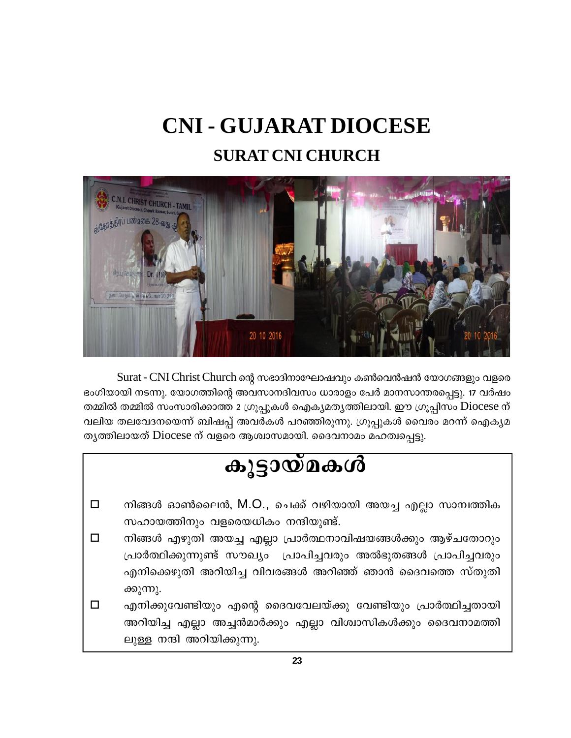# CNI - GUJARAT DIOCESE

## SURAT CNI CHURCH

Surat - CNI Christ Church ന്റെ സഭാദിനാഘോഷവും കൺവെൻഷൻ യോഗങ്ങളും വളരെ ഭംഗിയായി നടന്നു. യോഗത്തിന്റെ അവസാനദിവസം ധാരാളം പേർ മാനസാന്തരപ്പെട്ടു. 17 വർഷം തമ്മിൽ തമ്മിൽ സംസാരിക്കാത്ത 2 ഗ്രൂപ്പുകൾ ഐക്യമത്യത്തിലായി. ഈ ഗ്രൂപ്പിസം Diocese ന് വലിയ തലവേദനയെന്ന് ബിഷപ്പ് അവർകൾ പറഞ്ഞിരുന്നു. ഗ്രൂപ്പുകൾ വൈരം മറന്ന് ഐക്യമത്യത്തിലായത് Diocese ന് വളരെ ആശ്വാസമായി. ദൈവനാമം മഹത്വപ്പെട്ടു.

# കൂട്ടായ്മകൾ

- ☐ നിങ്ങൾ ഓൺലൈൻ, M.O., ചെക്ക് വഴിയായി അയച്ച എല്ലാ സാമ്പത്തിക സഹായത്തിനും വളരെയധികം നന്ദിയുണ്ട്.
- ☐ നിങ്ങൾ എഴുതി അയച്ച എല്ലാ പ്രാർത്ഥനാവിഷയങ്ങൾക്കും ആഴ്ചതോറും പ്രാർത്ഥിക്കുന്നുണ്ട് സൗഖ്യം പ്രാപിച്ചവരും അൽഭുതങ്ങൾ പ്രാപിച്ചവരും എനിക്കെഴുതി അറിയിച്ച വിവരങ്ങൾ അറിഞ്ഞ് ഞാൻ ദൈവത്തെ സ്തുതിക്കുന്നു.
- ☐ എനിക്കുവേണ്ടിയും എന്റെ ദൈവവേലയ്ക്കു വേണ്ടിയും പ്രാർത്ഥിച്ചതായി അറിയിച്ച എല്ലാ അച്ചൻമാർക്കും എല്ലാ വിശ്വാസികൾക്കും ദൈവനാമത്തിലുള്ള നന്ദി അറിയിക്കുന്നു.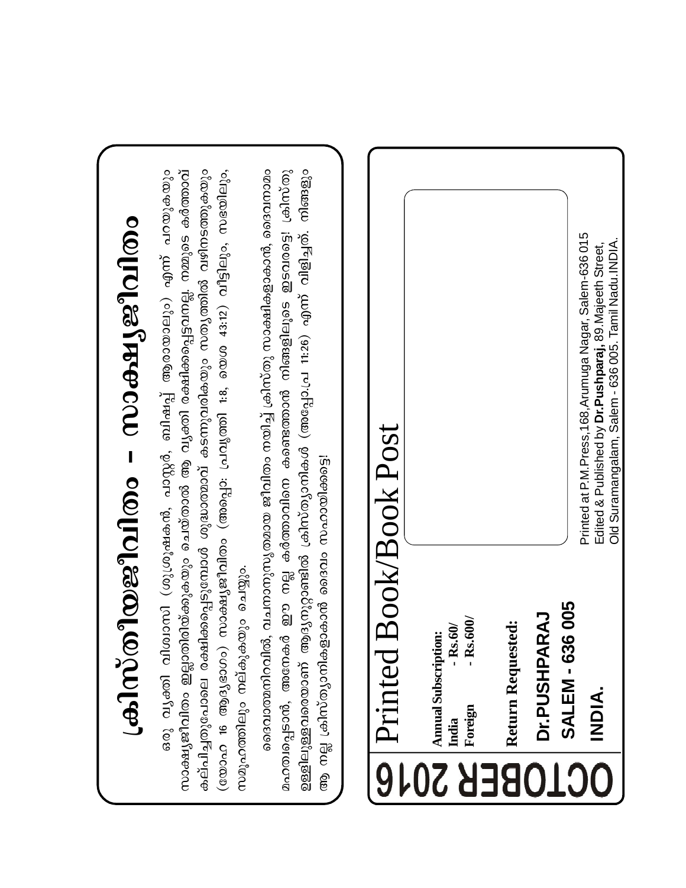# ക്രിസ്തീയജീവിതം - സാക്ഷ്യജീവിതം

ഒരു വ്യക്തി വിശ്വാസി (ശുശ്രൂഷകൻ, പാസ്റ്റർ, ബിഷപ്പ് ആരായാലും) എന്ന് പറയുകയും സാക്ഷ്യജീവിതം ഇല്ലാതിരിയ്ക്കുകയും ചെയ്താൽ ആ വ്യക്തി രക്ഷിക്കപ്പെട്ടവനല്ല. നമ്മുടെ കർത്താവ് കല്പിച്ചതുപോലെ രക്ഷിക്കപ്പെട്ടപ്പോൾ ശുദ്ധാത്മാവ് കടന്നുവരികയും സത്യത്തിൽ വഴിനടത്തുകയും (യോഹ 16 അദ്ധ്യായം) സാക്ഷ്യജീവിതം (അപ്പോ: പ്രവൃത്തി 1:8, യെശ 43:12) വീട്ടിലും, സഭയിലും, സമൂഹത്തിലും നല്കുകയും ചെയ്യും.

ദൈവാത്മനിറവിൽ, വചനാനുസൃതമായ ജീവിതം നയിച്ച് ക്രിസ്തു സാക്ഷികളാകാൻ, ദൈവനാമം മഹത്വപ്പെടാൻ, അനേകർ ഈ നല്ല കർത്താവിനെ കണ്ടെത്താൻ നിങ്ങളിലൂടെ ഇടവരട്ടെ! ക്രിസ്തു ഉള്ളിലുള്ളവരെയാണ് അന്ത്യോക്യയിൽ ക്രിസ്ത്യാനികൾ (അപ്പോ.പ്ര 11:26) എന്ന് വിളിച്ചത്. നിങ്ങളും ആ നല്ല ക്രിസ്ത്യാനികളാകാൻ ദൈവം സഹായിക്കട്ടെ!

**OCTOBER 2016**

Printed Book/Book Post

**Annual Subscription:**
**India - Rs.60/**
**Foreign - Rs.600/**

**Return Requested:**

**Dr.PUSHPARAJ**
**SALEM - 636 005**
**INDIA.**

Printed at P.M.Press,168,Arumuga Nagar, Salem-636 015
Edited & Published by **Dr.Pushparaj,** 89.Majeeth Street,
Old Suramangalam, Salem - 636 005. Tamil Nadu.INDIA.